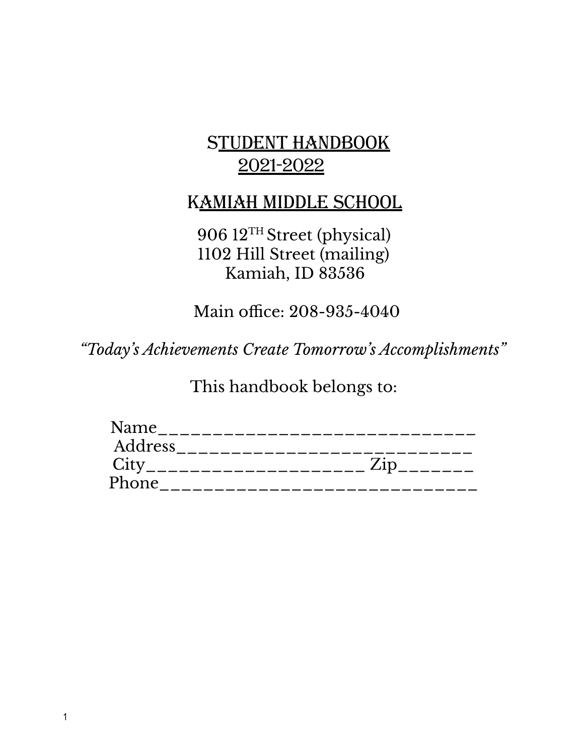# STUDENT HANDBOOK
## 2021-2022

## KAMIAH MIDDLE SCHOOL

906 12TH Street (physical)
1102 Hill Street (mailing)
Kamiah, ID 83536

Main office: 208-935-4040

*"Today's Achievements Create Tomorrow's Accomplishments"*

This handbook belongs to:

Name_______________________________
Address_____________________________
City_____________________ Zip_______
Phone_______________________________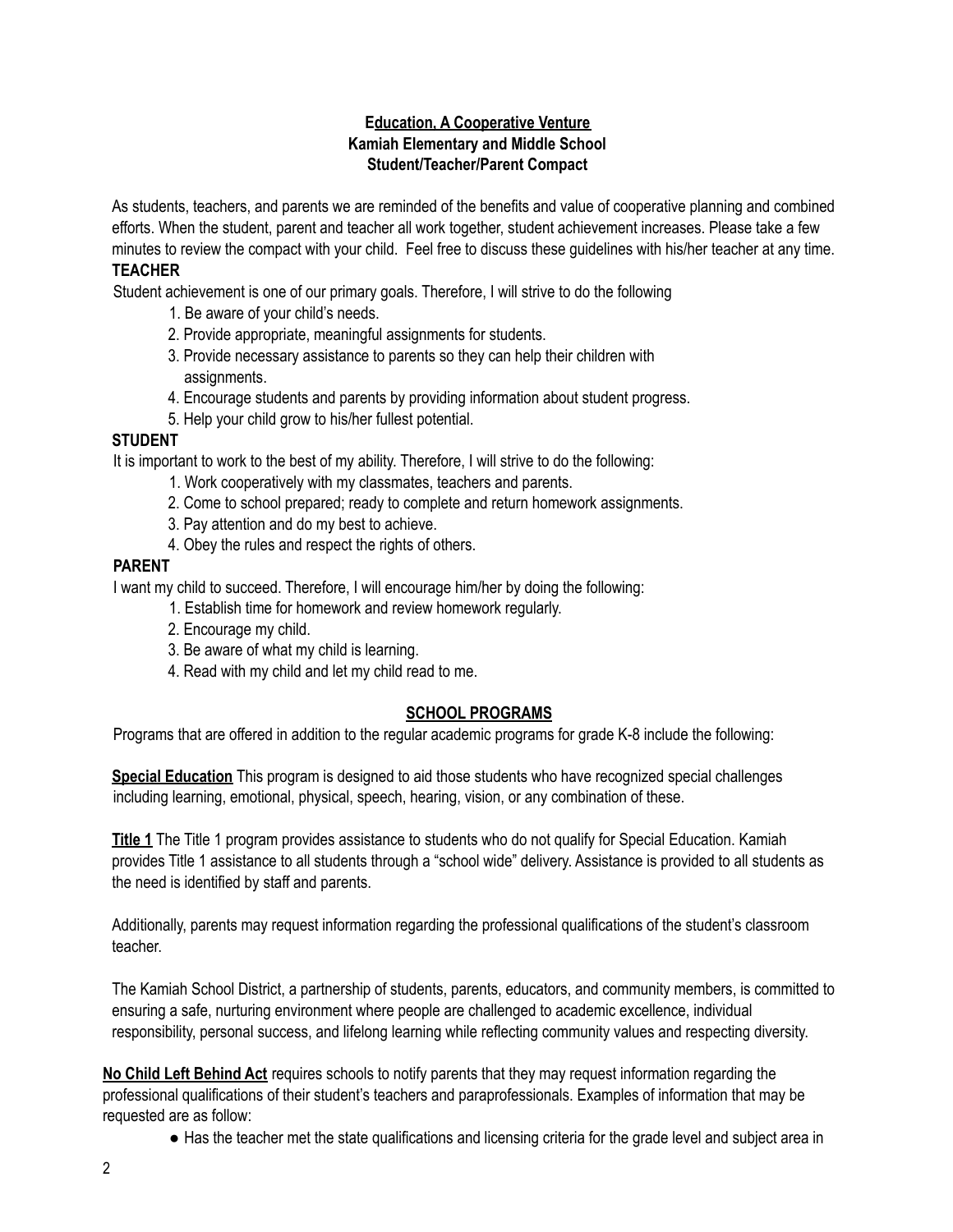**Education, A Cooperative Venture**
**Kamiah Elementary and Middle School**
**Student/Teacher/Parent Compact**

As students, teachers, and parents we are reminded of the benefits and value of cooperative planning and combined efforts. When the student, parent and teacher all work together, student achievement increases. Please take a few minutes to review the compact with your child. Feel free to discuss these guidelines with his/her teacher at any time.

**TEACHER**

Student achievement is one of our primary goals. Therefore, I will strive to do the following

1. Be aware of your child's needs.
2. Provide appropriate, meaningful assignments for students.
3. Provide necessary assistance to parents so they can help their children with assignments.
4. Encourage students and parents by providing information about student progress.
5. Help your child grow to his/her fullest potential.

**STUDENT**

It is important to work to the best of my ability. Therefore, I will strive to do the following:

1. Work cooperatively with my classmates, teachers and parents.
2. Come to school prepared; ready to complete and return homework assignments.
3. Pay attention and do my best to achieve.
4. Obey the rules and respect the rights of others.

**PARENT**

I want my child to succeed. Therefore, I will encourage him/her by doing the following:

1. Establish time for homework and review homework regularly.
2. Encourage my child.
3. Be aware of what my child is learning.
4. Read with my child and let my child read to me.

## SCHOOL PROGRAMS

Programs that are offered in addition to the regular academic programs for grade K-8 include the following:

**Special Education** This program is designed to aid those students who have recognized special challenges including learning, emotional, physical, speech, hearing, vision, or any combination of these.

**Title 1** The Title 1 program provides assistance to students who do not qualify for Special Education. Kamiah provides Title 1 assistance to all students through a "school wide" delivery. Assistance is provided to all students as the need is identified by staff and parents.

Additionally, parents may request information regarding the professional qualifications of the student's classroom teacher.

The Kamiah School District, a partnership of students, parents, educators, and community members, is committed to ensuring a safe, nurturing environment where people are challenged to academic excellence, individual responsibility, personal success, and lifelong learning while reflecting community values and respecting diversity.

**No Child Left Behind Act** requires schools to notify parents that they may request information regarding the professional qualifications of their student's teachers and paraprofessionals. Examples of information that may be requested are as follow:

- Has the teacher met the state qualifications and licensing criteria for the grade level and subject area in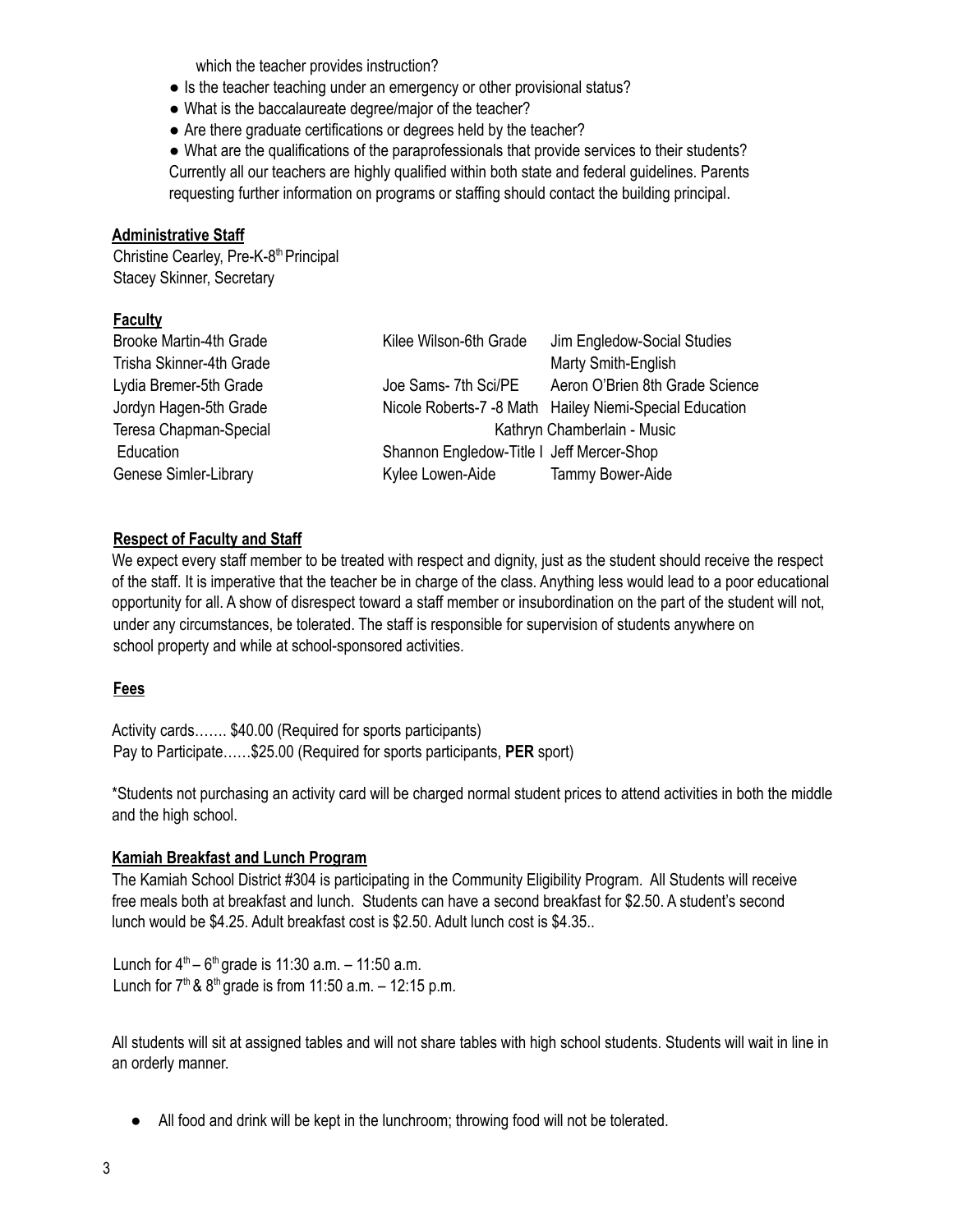which the teacher provides instruction?

- Is the teacher teaching under an emergency or other provisional status?
- What is the baccalaureate degree/major of the teacher?
- Are there graduate certifications or degrees held by the teacher?
- What are the qualifications of the paraprofessionals that provide services to their students?

Currently all our teachers are highly qualified within both state and federal guidelines. Parents requesting further information on programs or staffing should contact the building principal.

**Administrative Staff**

Christine Cearley, Pre-K-8th Principal
Stacey Skinner, Secretary

**Faculty**

Brooke Martin-4th Grade
Trisha Skinner-4th Grade
Lydia Bremer-5th Grade
Jordyn Hagen-5th Grade
Teresa Chapman-Special Education
Genese Simler-Library
Kilee Wilson-6th Grade
Joe Sams- 7th Sci/PE
Nicole Roberts-7 -8 Math
Kathryn Chamberlain - Music
Shannon Engledow-Title I
Kylee Lowen-Aide
Jim Engledow-Social Studies
Marty Smith-English
Aeron O'Brien 8th Grade Science
Hailey Niemi-Special Education
Jeff Mercer-Shop
Tammy Bower-Aide

**Respect of Faculty and Staff**

We expect every staff member to be treated with respect and dignity, just as the student should receive the respect of the staff. It is imperative that the teacher be in charge of the class. Anything less would lead to a poor educational opportunity for all. A show of disrespect toward a staff member or insubordination on the part of the student will not, under any circumstances, be tolerated. The staff is responsible for supervision of students anywhere on school property and while at school-sponsored activities.

**Fees**

Activity cards……. $40.00 (Required for sports participants)
Pay to Participate……$25.00 (Required for sports participants, **PER** sport)

*Students not purchasing an activity card will be charged normal student prices to attend activities in both the middle and the high school.

**Kamiah Breakfast and Lunch Program**

The Kamiah School District #304 is participating in the Community Eligibility Program. All Students will receive free meals both at breakfast and lunch. Students can have a second breakfast for $2.50. A student's second lunch would be $4.25. Adult breakfast cost is $2.50. Adult lunch cost is $4.35..

Lunch for 4th – 6th grade is 11:30 a.m. – 11:50 a.m.
Lunch for 7th & 8th grade is from 11:50 a.m. – 12:15 p.m.

All students will sit at assigned tables and will not share tables with high school students. Students will wait in line in an orderly manner.

- All food and drink will be kept in the lunchroom; throwing food will not be tolerated.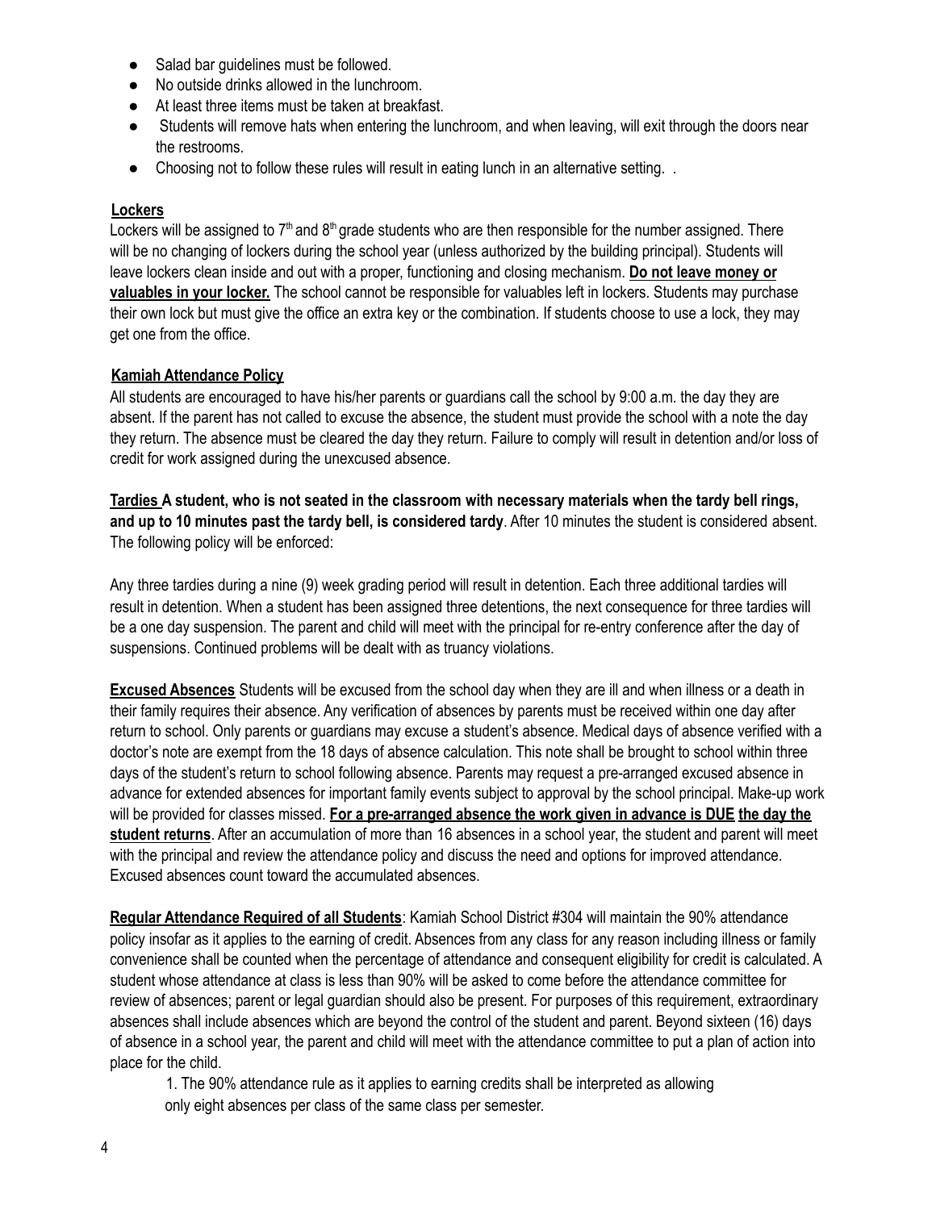- Salad bar guidelines must be followed.
- No outside drinks allowed in the lunchroom.
- At least three items must be taken at breakfast.
- Students will remove hats when entering the lunchroom, and when leaving, will exit through the doors near the restrooms.
- Choosing not to follow these rules will result in eating lunch in an alternative setting. .

**Lockers**

Lockers will be assigned to 7th and 8th grade students who are then responsible for the number assigned. There will be no changing of lockers during the school year (unless authorized by the building principal). Students will leave lockers clean inside and out with a proper, functioning and closing mechanism. **Do not leave money or valuables in your locker.** The school cannot be responsible for valuables left in lockers. Students may purchase their own lock but must give the office an extra key or the combination. If students choose to use a lock, they may get one from the office.

**Kamiah Attendance Policy**

All students are encouraged to have his/her parents or guardians call the school by 9:00 a.m. the day they are absent. If the parent has not called to excuse the absence, the student must provide the school with a note the day they return. The absence must be cleared the day they return. Failure to comply will result in detention and/or loss of credit for work assigned during the unexcused absence.

**Tardies A student, who is not seated in the classroom with necessary materials when the tardy bell rings, and up to 10 minutes past the tardy bell, is considered tardy**. After 10 minutes the student is considered absent. The following policy will be enforced:

Any three tardies during a nine (9) week grading period will result in detention. Each three additional tardies will result in detention. When a student has been assigned three detentions, the next consequence for three tardies will be a one day suspension. The parent and child will meet with the principal for re-entry conference after the day of suspensions. Continued problems will be dealt with as truancy violations.

**Excused Absences** Students will be excused from the school day when they are ill and when illness or a death in their family requires their absence. Any verification of absences by parents must be received within one day after return to school. Only parents or guardians may excuse a student's absence. Medical days of absence verified with a doctor's note are exempt from the 18 days of absence calculation. This note shall be brought to school within three days of the student's return to school following absence. Parents may request a pre-arranged excused absence in advance for extended absences for important family events subject to approval by the school principal. Make-up work will be provided for classes missed. **For a pre-arranged absence the work given in advance is DUE the day the student returns**. After an accumulation of more than 16 absences in a school year, the student and parent will meet with the principal and review the attendance policy and discuss the need and options for improved attendance. Excused absences count toward the accumulated absences.

**Regular Attendance Required of all Students**: Kamiah School District #304 will maintain the 90% attendance policy insofar as it applies to the earning of credit. Absences from any class for any reason including illness or family convenience shall be counted when the percentage of attendance and consequent eligibility for credit is calculated. A student whose attendance at class is less than 90% will be asked to come before the attendance committee for review of absences; parent or legal guardian should also be present. For purposes of this requirement, extraordinary absences shall include absences which are beyond the control of the student and parent. Beyond sixteen (16) days of absence in a school year, the parent and child will meet with the attendance committee to put a plan of action into place for the child.

1. The 90% attendance rule as it applies to earning credits shall be interpreted as allowing only eight absences per class of the same class per semester.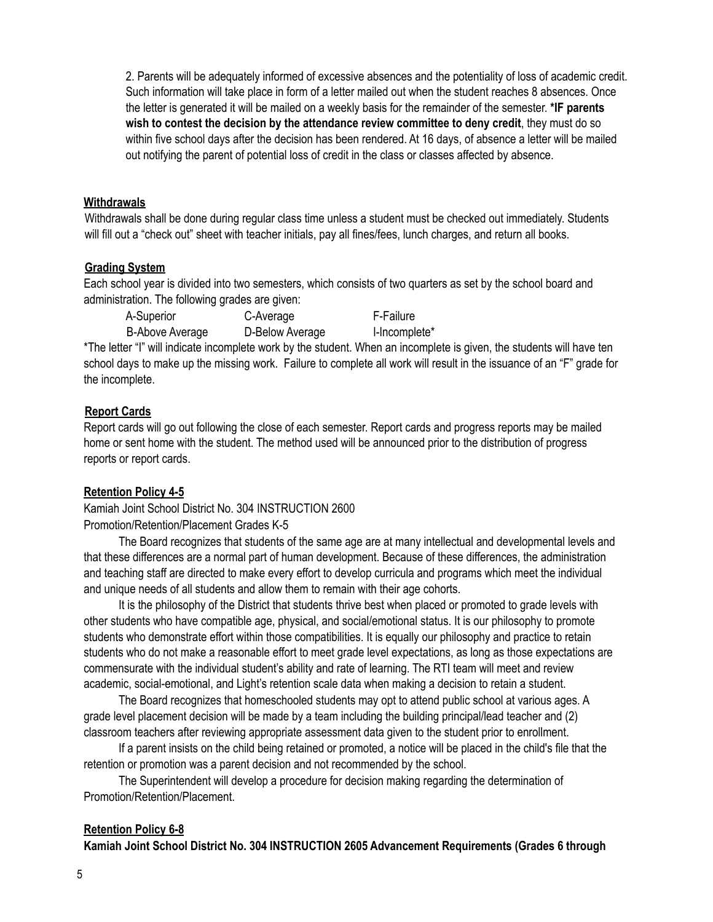2. Parents will be adequately informed of excessive absences and the potentiality of loss of academic credit. Such information will take place in form of a letter mailed out when the student reaches 8 absences. Once the letter is generated it will be mailed on a weekly basis for the remainder of the semester. ***IF parents wish to contest the decision by the attendance review committee to deny credit**, they must do so within five school days after the decision has been rendered. At 16 days, of absence a letter will be mailed out notifying the parent of potential loss of credit in the class or classes affected by absence.

### Withdrawals

Withdrawals shall be done during regular class time unless a student must be checked out immediately. Students will fill out a "check out" sheet with teacher initials, pay all fines/fees, lunch charges, and return all books.

### Grading System

Each school year is divided into two semesters, which consists of two quarters as set by the school board and administration. The following grades are given:

| | | |
|---|---|---|
| A-Superior | C-Average | F-Failure |
| B-Above Average | D-Below Average | I-Incomplete* |

*The letter "I" will indicate incomplete work by the student. When an incomplete is given, the students will have ten school days to make up the missing work. Failure to complete all work will result in the issuance of an "F" grade for the incomplete.

### Report Cards

Report cards will go out following the close of each semester. Report cards and progress reports may be mailed home or sent home with the student. The method used will be announced prior to the distribution of progress reports or report cards.

### Retention Policy 4-5

Kamiah Joint School District No. 304 INSTRUCTION 2600
Promotion/Retention/Placement Grades K-5

The Board recognizes that students of the same age are at many intellectual and developmental levels and that these differences are a normal part of human development. Because of these differences, the administration and teaching staff are directed to make every effort to develop curricula and programs which meet the individual and unique needs of all students and allow them to remain with their age cohorts.

It is the philosophy of the District that students thrive best when placed or promoted to grade levels with other students who have compatible age, physical, and social/emotional status. It is our philosophy to promote students who demonstrate effort within those compatibilities. It is equally our philosophy and practice to retain students who do not make a reasonable effort to meet grade level expectations, as long as those expectations are commensurate with the individual student's ability and rate of learning. The RTI team will meet and review academic, social-emotional, and Light's retention scale data when making a decision to retain a student.

The Board recognizes that homeschooled students may opt to attend public school at various ages. A grade level placement decision will be made by a team including the building principal/lead teacher and (2) classroom teachers after reviewing appropriate assessment data given to the student prior to enrollment.

If a parent insists on the child being retained or promoted, a notice will be placed in the child's file that the retention or promotion was a parent decision and not recommended by the school.

The Superintendent will develop a procedure for decision making regarding the determination of Promotion/Retention/Placement.

### Retention Policy 6-8

**Kamiah Joint School District No. 304 INSTRUCTION 2605 Advancement Requirements (Grades 6 through**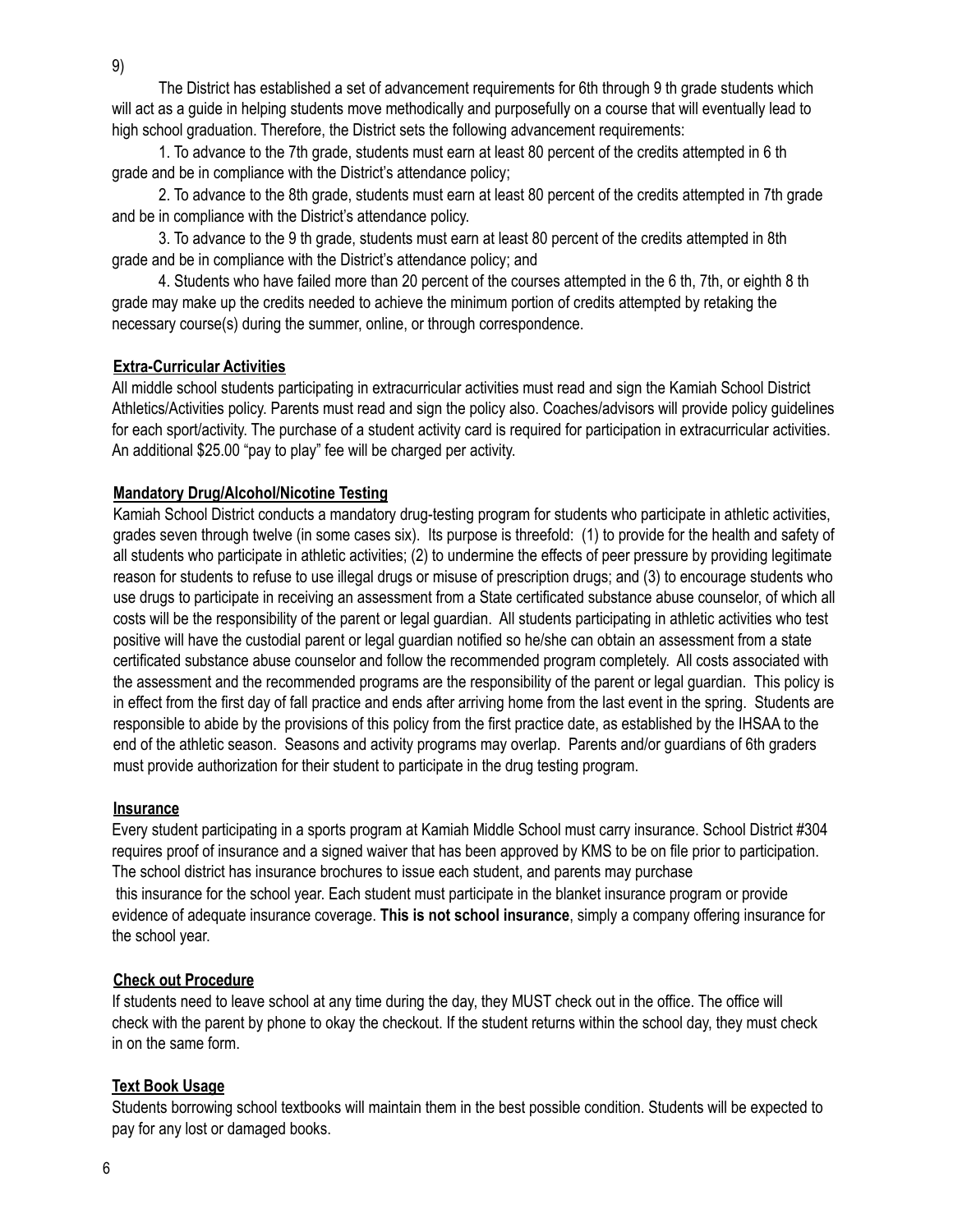9)

The District has established a set of advancement requirements for 6th through 9 th grade students which will act as a guide in helping students move methodically and purposefully on a course that will eventually lead to high school graduation. Therefore, the District sets the following advancement requirements:

1. To advance to the 7th grade, students must earn at least 80 percent of the credits attempted in 6 th grade and be in compliance with the District's attendance policy;

2. To advance to the 8th grade, students must earn at least 80 percent of the credits attempted in 7th grade and be in compliance with the District's attendance policy.

3. To advance to the 9 th grade, students must earn at least 80 percent of the credits attempted in 8th grade and be in compliance with the District's attendance policy; and

4. Students who have failed more than 20 percent of the courses attempted in the 6 th, 7th, or eighth 8 th grade may make up the credits needed to achieve the minimum portion of credits attempted by retaking the necessary course(s) during the summer, online, or through correspondence.

## Extra-Curricular Activities

All middle school students participating in extracurricular activities must read and sign the Kamiah School District Athletics/Activities policy. Parents must read and sign the policy also. Coaches/advisors will provide policy guidelines for each sport/activity. The purchase of a student activity card is required for participation in extracurricular activities. An additional $25.00 "pay to play" fee will be charged per activity.

## Mandatory Drug/Alcohol/Nicotine Testing

Kamiah School District conducts a mandatory drug-testing program for students who participate in athletic activities, grades seven through twelve (in some cases six). Its purpose is threefold: (1) to provide for the health and safety of all students who participate in athletic activities; (2) to undermine the effects of peer pressure by providing legitimate reason for students to refuse to use illegal drugs or misuse of prescription drugs; and (3) to encourage students who use drugs to participate in receiving an assessment from a State certificated substance abuse counselor, of which all costs will be the responsibility of the parent or legal guardian. All students participating in athletic activities who test positive will have the custodial parent or legal guardian notified so he/she can obtain an assessment from a state certificated substance abuse counselor and follow the recommended program completely. All costs associated with the assessment and the recommended programs are the responsibility of the parent or legal guardian. This policy is in effect from the first day of fall practice and ends after arriving home from the last event in the spring. Students are responsible to abide by the provisions of this policy from the first practice date, as established by the IHSAA to the end of the athletic season. Seasons and activity programs may overlap. Parents and/or guardians of 6th graders must provide authorization for their student to participate in the drug testing program.

## Insurance

Every student participating in a sports program at Kamiah Middle School must carry insurance. School District #304 requires proof of insurance and a signed waiver that has been approved by KMS to be on file prior to participation. The school district has insurance brochures to issue each student, and parents may purchase this insurance for the school year. Each student must participate in the blanket insurance program or provide evidence of adequate insurance coverage. **This is not school insurance**, simply a company offering insurance for the school year.

## Check out Procedure

If students need to leave school at any time during the day, they MUST check out in the office. The office will check with the parent by phone to okay the checkout. If the student returns within the school day, they must check in on the same form.

## Text Book Usage

Students borrowing school textbooks will maintain them in the best possible condition. Students will be expected to pay for any lost or damaged books.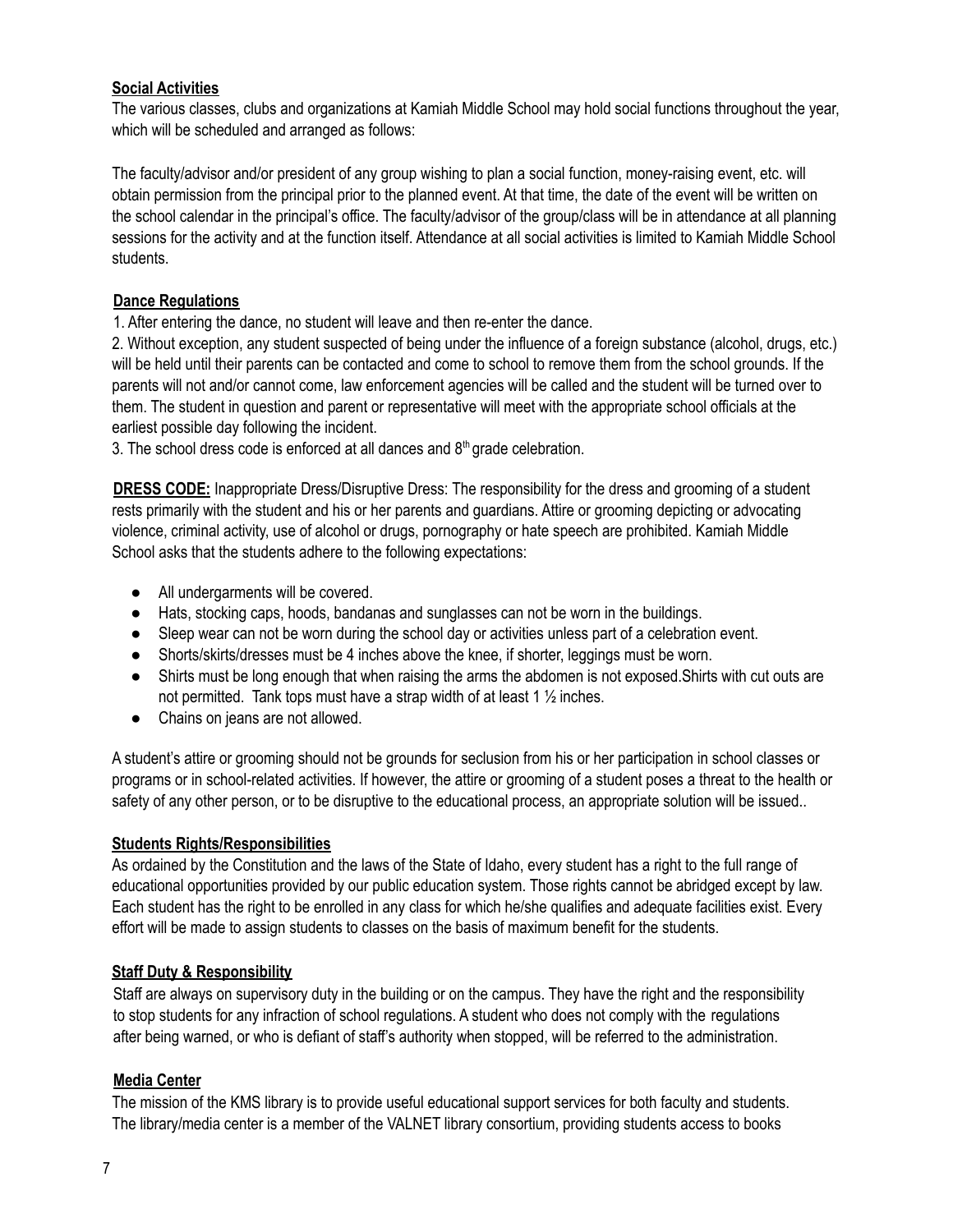## Social Activities

The various classes, clubs and organizations at Kamiah Middle School may hold social functions throughout the year, which will be scheduled and arranged as follows:

The faculty/advisor and/or president of any group wishing to plan a social function, money-raising event, etc. will obtain permission from the principal prior to the planned event. At that time, the date of the event will be written on the school calendar in the principal's office. The faculty/advisor of the group/class will be in attendance at all planning sessions for the activity and at the function itself. Attendance at all social activities is limited to Kamiah Middle School students.

## Dance Regulations

1. After entering the dance, no student will leave and then re-enter the dance.
2. Without exception, any student suspected of being under the influence of a foreign substance (alcohol, drugs, etc.) will be held until their parents can be contacted and come to school to remove them from the school grounds. If the parents will not and/or cannot come, law enforcement agencies will be called and the student will be turned over to them. The student in question and parent or representative will meet with the appropriate school officials at the earliest possible day following the incident.
3. The school dress code is enforced at all dances and 8th grade celebration.

**DRESS CODE:** Inappropriate Dress/Disruptive Dress: The responsibility for the dress and grooming of a student rests primarily with the student and his or her parents and guardians. Attire or grooming depicting or advocating violence, criminal activity, use of alcohol or drugs, pornography or hate speech are prohibited. Kamiah Middle School asks that the students adhere to the following expectations:

- All undergarments will be covered.
- Hats, stocking caps, hoods, bandanas and sunglasses can not be worn in the buildings.
- Sleep wear can not be worn during the school day or activities unless part of a celebration event.
- Shorts/skirts/dresses must be 4 inches above the knee, if shorter, leggings must be worn.
- Shirts must be long enough that when raising the arms the abdomen is not exposed.Shirts with cut outs are not permitted. Tank tops must have a strap width of at least 1 ½ inches.
- Chains on jeans are not allowed.

A student's attire or grooming should not be grounds for seclusion from his or her participation in school classes or programs or in school-related activities. If however, the attire or grooming of a student poses a threat to the health or safety of any other person, or to be disruptive to the educational process, an appropriate solution will be issued..

## Students Rights/Responsibilities

As ordained by the Constitution and the laws of the State of Idaho, every student has a right to the full range of educational opportunities provided by our public education system. Those rights cannot be abridged except by law. Each student has the right to be enrolled in any class for which he/she qualifies and adequate facilities exist. Every effort will be made to assign students to classes on the basis of maximum benefit for the students.

## Staff Duty & Responsibility

Staff are always on supervisory duty in the building or on the campus. They have the right and the responsibility to stop students for any infraction of school regulations. A student who does not comply with the regulations after being warned, or who is defiant of staff's authority when stopped, will be referred to the administration.

## Media Center

The mission of the KMS library is to provide useful educational support services for both faculty and students. The library/media center is a member of the VALNET library consortium, providing students access to books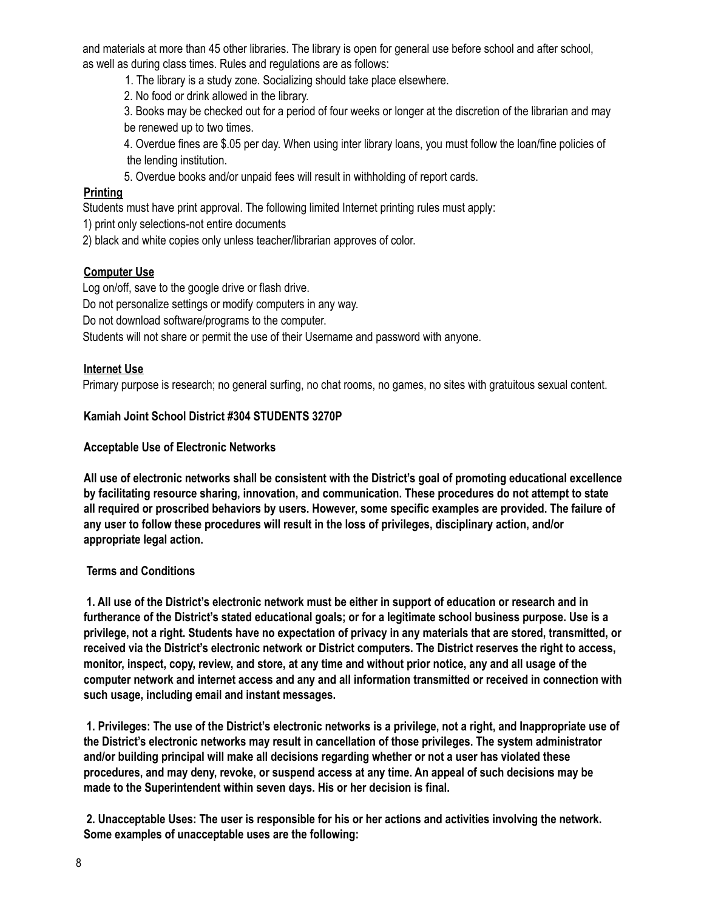and materials at more than 45 other libraries. The library is open for general use before school and after school, as well as during class times. Rules and regulations are as follows:

1. The library is a study zone. Socializing should take place elsewhere.
2. No food or drink allowed in the library.
3. Books may be checked out for a period of four weeks or longer at the discretion of the librarian and may be renewed up to two times.
4. Overdue fines are $.05 per day. When using inter library loans, you must follow the loan/fine policies of the lending institution.
5. Overdue books and/or unpaid fees will result in withholding of report cards.

**Printing**

Students must have print approval. The following limited Internet printing rules must apply:

1) print only selections-not entire documents

2) black and white copies only unless teacher/librarian approves of color.

**Computer Use**

Log on/off, save to the google drive or flash drive.

Do not personalize settings or modify computers in any way.

Do not download software/programs to the computer.

Students will not share or permit the use of their Username and password with anyone.

**Internet Use**

Primary purpose is research; no general surfing, no chat rooms, no games, no sites with gratuitous sexual content.

**Kamiah Joint School District #304 STUDENTS 3270P**

**Acceptable Use of Electronic Networks**

**All use of electronic networks shall be consistent with the District's goal of promoting educational excellence by facilitating resource sharing, innovation, and communication. These procedures do not attempt to state all required or proscribed behaviors by users. However, some specific examples are provided. The failure of any user to follow these procedures will result in the loss of privileges, disciplinary action, and/or appropriate legal action.**

**Terms and Conditions**

**1. All use of the District's electronic network must be either in support of education or research and in furtherance of the District's stated educational goals; or for a legitimate school business purpose. Use is a privilege, not a right. Students have no expectation of privacy in any materials that are stored, transmitted, or received via the District's electronic network or District computers. The District reserves the right to access, monitor, inspect, copy, review, and store, at any time and without prior notice, any and all usage of the computer network and internet access and any and all information transmitted or received in connection with such usage, including email and instant messages.**

**1. Privileges: The use of the District's electronic networks is a privilege, not a right, and Inappropriate use of the District's electronic networks may result in cancellation of those privileges. The system administrator and/or building principal will make all decisions regarding whether or not a user has violated these procedures, and may deny, revoke, or suspend access at any time. An appeal of such decisions may be made to the Superintendent within seven days. His or her decision is final.**

**2. Unacceptable Uses: The user is responsible for his or her actions and activities involving the network. Some examples of unacceptable uses are the following:**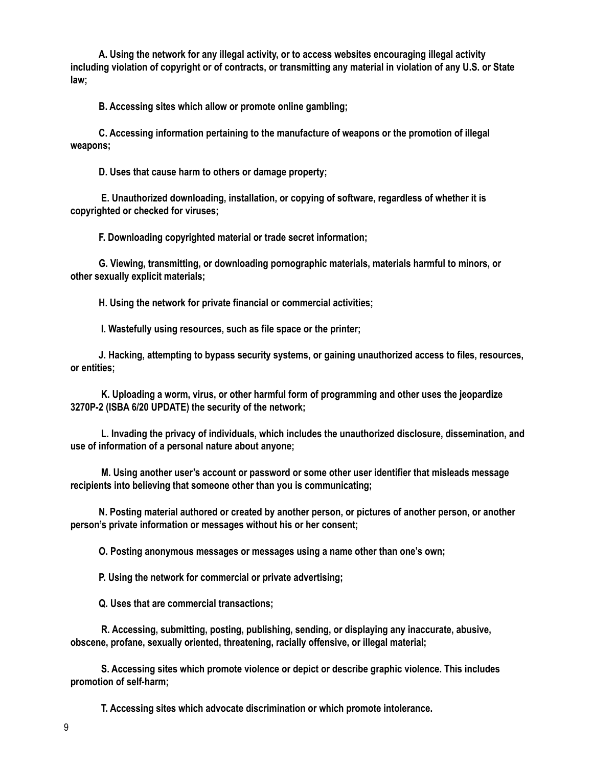**A. Using the network for any illegal activity, or to access websites encouraging illegal activity including violation of copyright or of contracts, or transmitting any material in violation of any U.S. or State law;**

**B. Accessing sites which allow or promote online gambling;**

**C. Accessing information pertaining to the manufacture of weapons or the promotion of illegal weapons;**

**D. Uses that cause harm to others or damage property;**

**E. Unauthorized downloading, installation, or copying of software, regardless of whether it is copyrighted or checked for viruses;**

**F. Downloading copyrighted material or trade secret information;**

**G. Viewing, transmitting, or downloading pornographic materials, materials harmful to minors, or other sexually explicit materials;**

**H. Using the network for private financial or commercial activities;**

**I. Wastefully using resources, such as file space or the printer;**

**J. Hacking, attempting to bypass security systems, or gaining unauthorized access to files, resources, or entities;**

**K. Uploading a worm, virus, or other harmful form of programming and other uses the jeopardize 3270P-2 (ISBA 6/20 UPDATE) the security of the network;**

**L. Invading the privacy of individuals, which includes the unauthorized disclosure, dissemination, and use of information of a personal nature about anyone;**

**M. Using another user's account or password or some other user identifier that misleads message recipients into believing that someone other than you is communicating;**

**N. Posting material authored or created by another person, or pictures of another person, or another person's private information or messages without his or her consent;**

**O. Posting anonymous messages or messages using a name other than one's own;**

**P. Using the network for commercial or private advertising;**

**Q. Uses that are commercial transactions;**

**R. Accessing, submitting, posting, publishing, sending, or displaying any inaccurate, abusive, obscene, profane, sexually oriented, threatening, racially offensive, or illegal material;**

**S. Accessing sites which promote violence or depict or describe graphic violence. This includes promotion of self-harm;**

**T. Accessing sites which advocate discrimination or which promote intolerance.**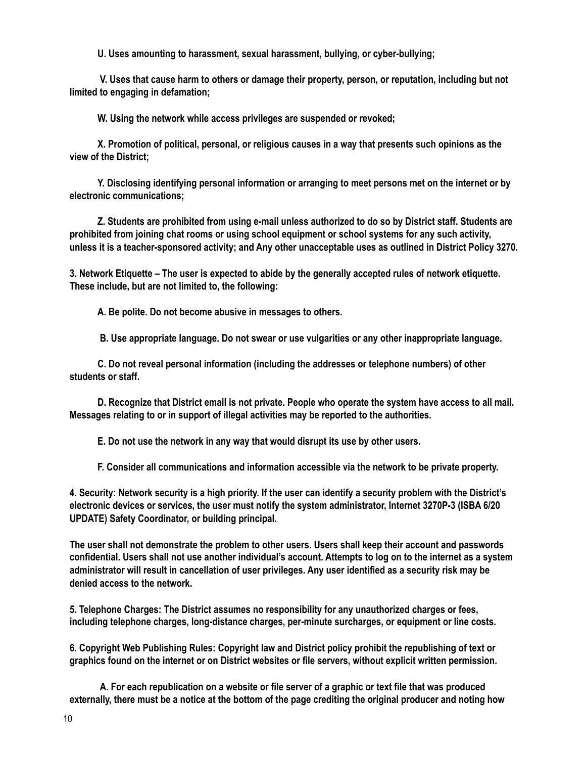**U. Uses amounting to harassment, sexual harassment, bullying, or cyber-bullying;**

**V. Uses that cause harm to others or damage their property, person, or reputation, including but not limited to engaging in defamation;**

**W. Using the network while access privileges are suspended or revoked;**

**X. Promotion of political, personal, or religious causes in a way that presents such opinions as the view of the District;**

**Y. Disclosing identifying personal information or arranging to meet persons met on the internet or by electronic communications;**

**Z. Students are prohibited from using e-mail unless authorized to do so by District staff. Students are prohibited from joining chat rooms or using school equipment or school systems for any such activity, unless it is a teacher-sponsored activity; and Any other unacceptable uses as outlined in District Policy 3270.**

**3. Network Etiquette – The user is expected to abide by the generally accepted rules of network etiquette. These include, but are not limited to, the following:**

**A. Be polite. Do not become abusive in messages to others.**

**B. Use appropriate language. Do not swear or use vulgarities or any other inappropriate language.**

**C. Do not reveal personal information (including the addresses or telephone numbers) of other students or staff.**

**D. Recognize that District email is not private. People who operate the system have access to all mail. Messages relating to or in support of illegal activities may be reported to the authorities.**

**E. Do not use the network in any way that would disrupt its use by other users.**

**F. Consider all communications and information accessible via the network to be private property.**

**4. Security: Network security is a high priority. If the user can identify a security problem with the District's electronic devices or services, the user must notify the system administrator, Internet 3270P-3 (ISBA 6/20 UPDATE) Safety Coordinator, or building principal.**

**The user shall not demonstrate the problem to other users. Users shall keep their account and passwords confidential. Users shall not use another individual's account. Attempts to log on to the internet as a system administrator will result in cancellation of user privileges. Any user identified as a security risk may be denied access to the network.**

**5. Telephone Charges: The District assumes no responsibility for any unauthorized charges or fees, including telephone charges, long-distance charges, per-minute surcharges, or equipment or line costs.**

**6. Copyright Web Publishing Rules: Copyright law and District policy prohibit the republishing of text or graphics found on the internet or on District websites or file servers, without explicit written permission.**

**A. For each republication on a website or file server of a graphic or text file that was produced externally, there must be a notice at the bottom of the page crediting the original producer and noting how**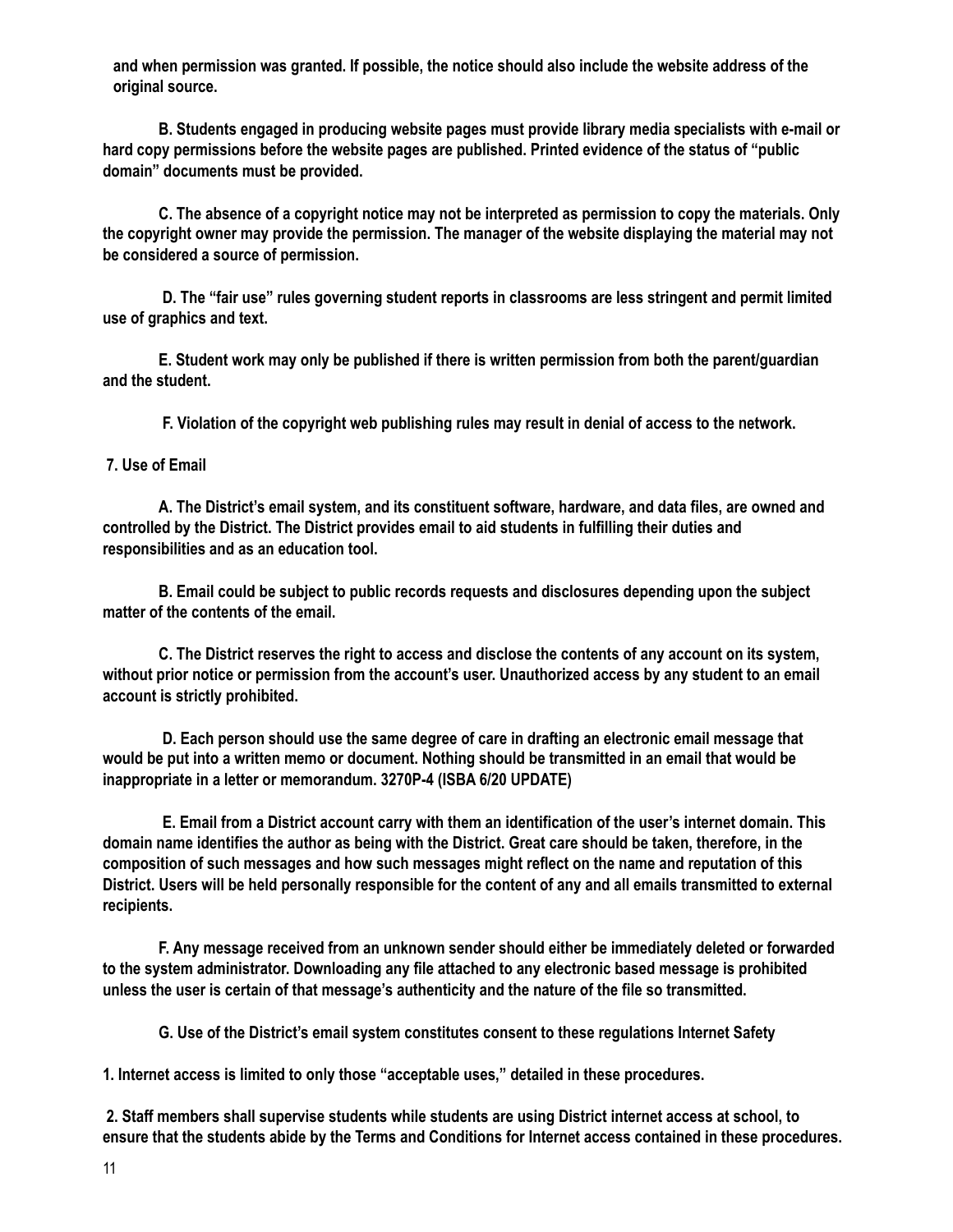**and when permission was granted. If possible, the notice should also include the website address of the original source.**

**B. Students engaged in producing website pages must provide library media specialists with e-mail or hard copy permissions before the website pages are published. Printed evidence of the status of "public domain" documents must be provided.**

**C. The absence of a copyright notice may not be interpreted as permission to copy the materials. Only the copyright owner may provide the permission. The manager of the website displaying the material may not be considered a source of permission.**

**D. The "fair use" rules governing student reports in classrooms are less stringent and permit limited use of graphics and text.**

**E. Student work may only be published if there is written permission from both the parent/guardian and the student.**

**F. Violation of the copyright web publishing rules may result in denial of access to the network.**

**7. Use of Email**

**A. The District's email system, and its constituent software, hardware, and data files, are owned and controlled by the District. The District provides email to aid students in fulfilling their duties and responsibilities and as an education tool.**

**B. Email could be subject to public records requests and disclosures depending upon the subject matter of the contents of the email.**

**C. The District reserves the right to access and disclose the contents of any account on its system, without prior notice or permission from the account's user. Unauthorized access by any student to an email account is strictly prohibited.**

**D. Each person should use the same degree of care in drafting an electronic email message that would be put into a written memo or document. Nothing should be transmitted in an email that would be inappropriate in a letter or memorandum. 3270P-4 (ISBA 6/20 UPDATE)**

**E. Email from a District account carry with them an identification of the user's internet domain. This domain name identifies the author as being with the District. Great care should be taken, therefore, in the composition of such messages and how such messages might reflect on the name and reputation of this District. Users will be held personally responsible for the content of any and all emails transmitted to external recipients.**

**F. Any message received from an unknown sender should either be immediately deleted or forwarded to the system administrator. Downloading any file attached to any electronic based message is prohibited unless the user is certain of that message's authenticity and the nature of the file so transmitted.**

**G. Use of the District's email system constitutes consent to these regulations Internet Safety**

**1. Internet access is limited to only those "acceptable uses," detailed in these procedures.**

**2. Staff members shall supervise students while students are using District internet access at school, to ensure that the students abide by the Terms and Conditions for Internet access contained in these procedures.**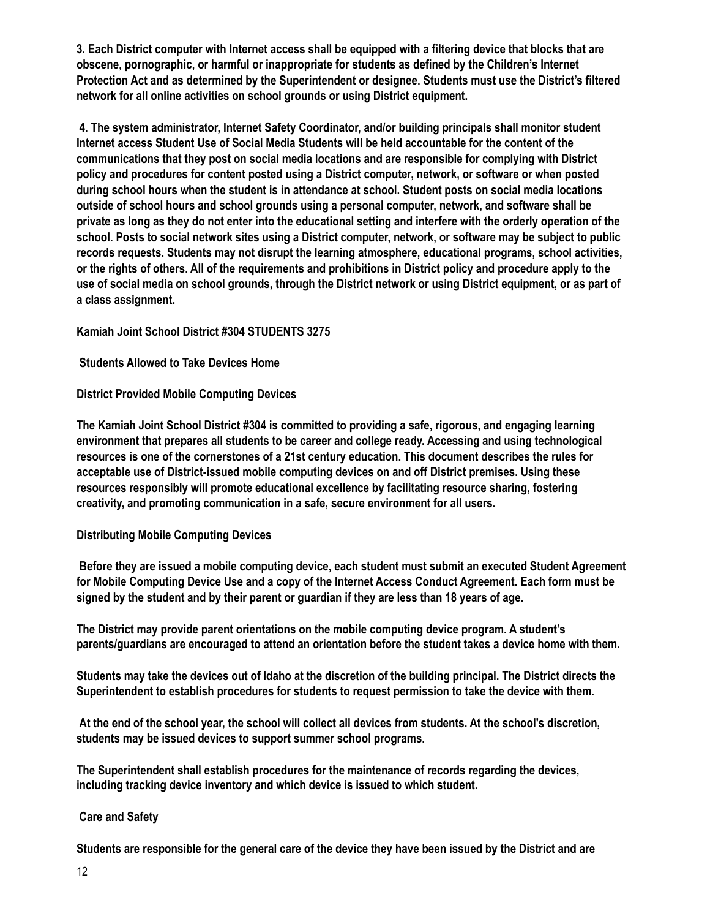3. Each District computer with Internet access shall be equipped with a filtering device that blocks that are obscene, pornographic, or harmful or inappropriate for students as defined by the Children's Internet Protection Act and as determined by the Superintendent or designee. Students must use the District's filtered network for all online activities on school grounds or using District equipment.

4. The system administrator, Internet Safety Coordinator, and/or building principals shall monitor student Internet access Student Use of Social Media Students will be held accountable for the content of the communications that they post on social media locations and are responsible for complying with District policy and procedures for content posted using a District computer, network, or software or when posted during school hours when the student is in attendance at school. Student posts on social media locations outside of school hours and school grounds using a personal computer, network, and software shall be private as long as they do not enter into the educational setting and interfere with the orderly operation of the school. Posts to social network sites using a District computer, network, or software may be subject to public records requests. Students may not disrupt the learning atmosphere, educational programs, school activities, or the rights of others. All of the requirements and prohibitions in District policy and procedure apply to the use of social media on school grounds, through the District network or using District equipment, or as part of a class assignment.

**Kamiah Joint School District #304 STUDENTS 3275**

**Students Allowed to Take Devices Home**

**District Provided Mobile Computing Devices**

The Kamiah Joint School District #304 is committed to providing a safe, rigorous, and engaging learning environment that prepares all students to be career and college ready. Accessing and using technological resources is one of the cornerstones of a 21st century education. This document describes the rules for acceptable use of District-issued mobile computing devices on and off District premises. Using these resources responsibly will promote educational excellence by facilitating resource sharing, fostering creativity, and promoting communication in a safe, secure environment for all users.

**Distributing Mobile Computing Devices**

Before they are issued a mobile computing device, each student must submit an executed Student Agreement for Mobile Computing Device Use and a copy of the Internet Access Conduct Agreement. Each form must be signed by the student and by their parent or guardian if they are less than 18 years of age.

The District may provide parent orientations on the mobile computing device program. A student's parents/guardians are encouraged to attend an orientation before the student takes a device home with them.

Students may take the devices out of Idaho at the discretion of the building principal. The District directs the Superintendent to establish procedures for students to request permission to take the device with them.

At the end of the school year, the school will collect all devices from students. At the school's discretion, students may be issued devices to support summer school programs.

The Superintendent shall establish procedures for the maintenance of records regarding the devices, including tracking device inventory and which device is issued to which student.

**Care and Safety**

Students are responsible for the general care of the device they have been issued by the District and are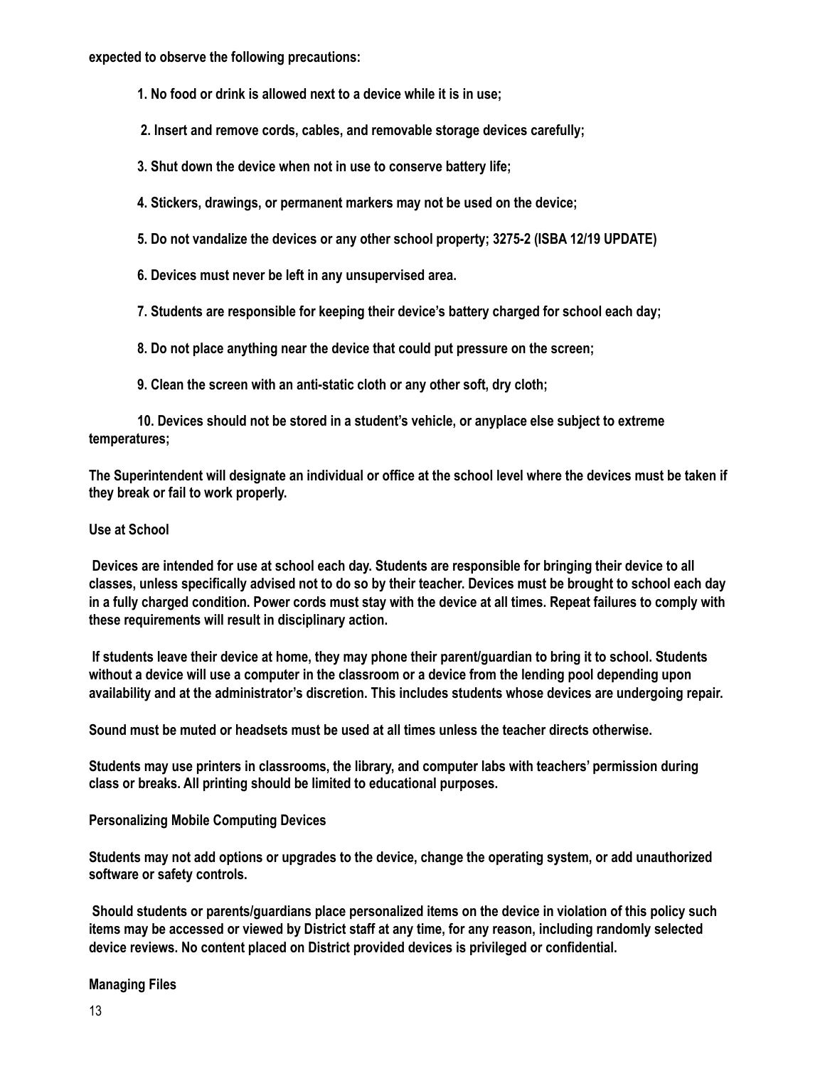**expected to observe the following precautions:**

1. **No food or drink is allowed next to a device while it is in use;**
2. **Insert and remove cords, cables, and removable storage devices carefully;**
3. **Shut down the device when not in use to conserve battery life;**
4. **Stickers, drawings, or permanent markers may not be used on the device;**
5. **Do not vandalize the devices or any other school property; 3275-2 (ISBA 12/19 UPDATE)**
6. **Devices must never be left in any unsupervised area.**
7. **Students are responsible for keeping their device's battery charged for school each day;**
8. **Do not place anything near the device that could put pressure on the screen;**
9. **Clean the screen with an anti-static cloth or any other soft, dry cloth;**
10. **Devices should not be stored in a student's vehicle, or anyplace else subject to extreme temperatures;**

**The Superintendent will designate an individual or office at the school level where the devices must be taken if they break or fail to work properly.**

**Use at School**

**Devices are intended for use at school each day. Students are responsible for bringing their device to all classes, unless specifically advised not to do so by their teacher. Devices must be brought to school each day in a fully charged condition. Power cords must stay with the device at all times. Repeat failures to comply with these requirements will result in disciplinary action.**

**If students leave their device at home, they may phone their parent/guardian to bring it to school. Students without a device will use a computer in the classroom or a device from the lending pool depending upon availability and at the administrator's discretion. This includes students whose devices are undergoing repair.**

**Sound must be muted or headsets must be used at all times unless the teacher directs otherwise.**

**Students may use printers in classrooms, the library, and computer labs with teachers' permission during class or breaks. All printing should be limited to educational purposes.**

**Personalizing Mobile Computing Devices**

**Students may not add options or upgrades to the device, change the operating system, or add unauthorized software or safety controls.**

**Should students or parents/guardians place personalized items on the device in violation of this policy such items may be accessed or viewed by District staff at any time, for any reason, including randomly selected device reviews. No content placed on District provided devices is privileged or confidential.**

**Managing Files**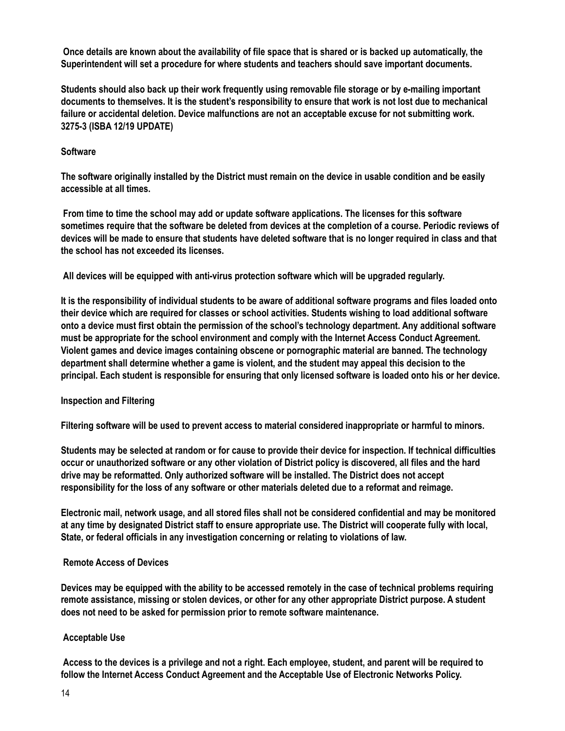**Once details are known about the availability of file space that is shared or is backed up automatically, the Superintendent will set a procedure for where students and teachers should save important documents.**

**Students should also back up their work frequently using removable file storage or by e-mailing important documents to themselves. It is the student's responsibility to ensure that work is not lost due to mechanical failure or accidental deletion. Device malfunctions are not an acceptable excuse for not submitting work. 3275-3 (ISBA 12/19 UPDATE)**

### Software

**The software originally installed by the District must remain on the device in usable condition and be easily accessible at all times.**

**From time to time the school may add or update software applications. The licenses for this software sometimes require that the software be deleted from devices at the completion of a course. Periodic reviews of devices will be made to ensure that students have deleted software that is no longer required in class and that the school has not exceeded its licenses.**

**All devices will be equipped with anti-virus protection software which will be upgraded regularly.**

**It is the responsibility of individual students to be aware of additional software programs and files loaded onto their device which are required for classes or school activities. Students wishing to load additional software onto a device must first obtain the permission of the school's technology department. Any additional software must be appropriate for the school environment and comply with the Internet Access Conduct Agreement. Violent games and device images containing obscene or pornographic material are banned. The technology department shall determine whether a game is violent, and the student may appeal this decision to the principal. Each student is responsible for ensuring that only licensed software is loaded onto his or her device.**

### Inspection and Filtering

**Filtering software will be used to prevent access to material considered inappropriate or harmful to minors.**

**Students may be selected at random or for cause to provide their device for inspection. If technical difficulties occur or unauthorized software or any other violation of District policy is discovered, all files and the hard drive may be reformatted. Only authorized software will be installed. The District does not accept responsibility for the loss of any software or other materials deleted due to a reformat and reimage.**

**Electronic mail, network usage, and all stored files shall not be considered confidential and may be monitored at any time by designated District staff to ensure appropriate use. The District will cooperate fully with local, State, or federal officials in any investigation concerning or relating to violations of law.**

### Remote Access of Devices

**Devices may be equipped with the ability to be accessed remotely in the case of technical problems requiring remote assistance, missing or stolen devices, or other for any other appropriate District purpose. A student does not need to be asked for permission prior to remote software maintenance.**

### Acceptable Use

**Access to the devices is a privilege and not a right. Each employee, student, and parent will be required to follow the Internet Access Conduct Agreement and the Acceptable Use of Electronic Networks Policy.**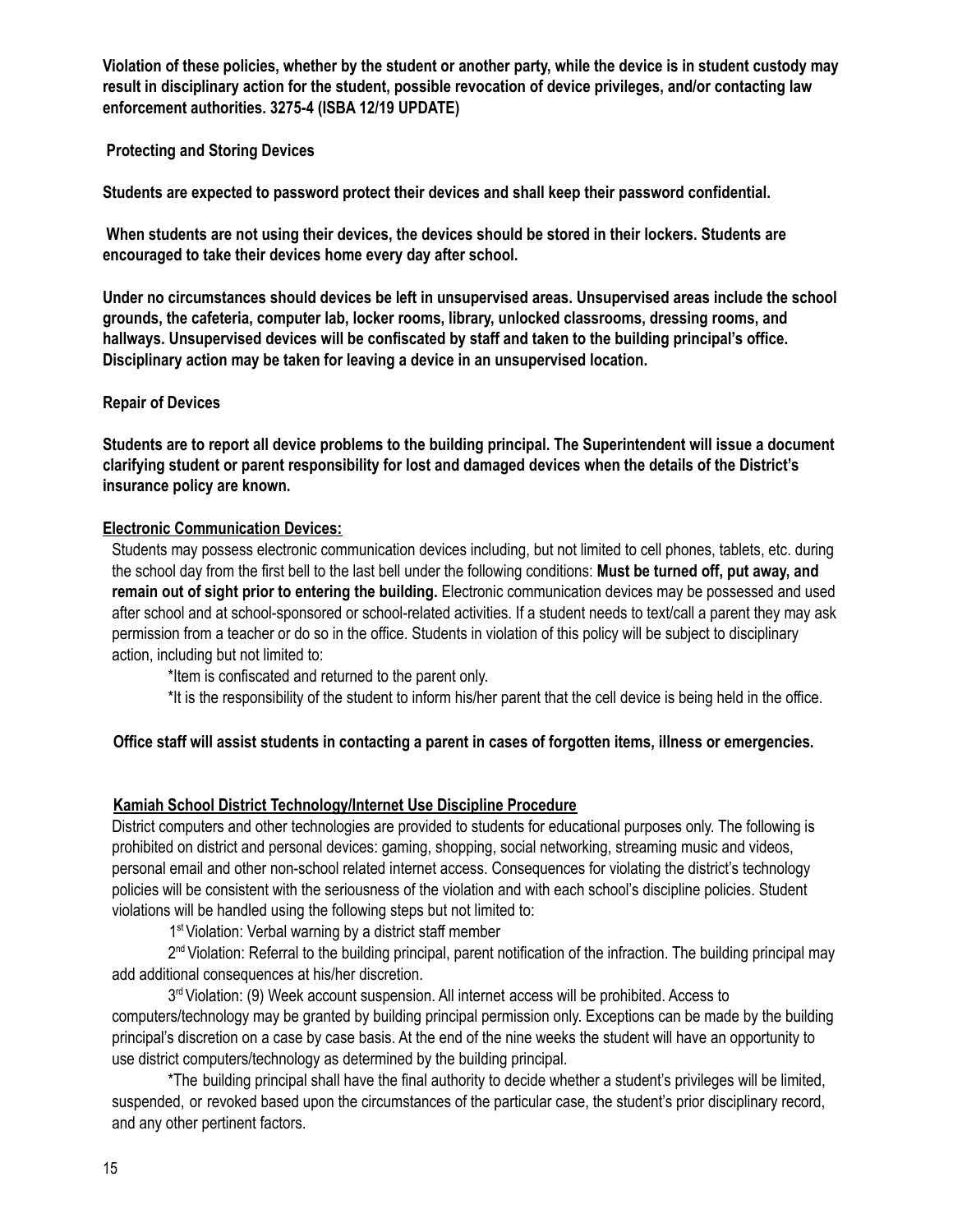**Violation of these policies, whether by the student or another party, while the device is in student custody may result in disciplinary action for the student, possible revocation of device privileges, and/or contacting law enforcement authorities. 3275-4 (ISBA 12/19 UPDATE)**

**Protecting and Storing Devices**

**Students are expected to password protect their devices and shall keep their password confidential.**

**When students are not using their devices, the devices should be stored in their lockers. Students are encouraged to take their devices home every day after school.**

**Under no circumstances should devices be left in unsupervised areas. Unsupervised areas include the school grounds, the cafeteria, computer lab, locker rooms, library, unlocked classrooms, dressing rooms, and hallways. Unsupervised devices will be confiscated by staff and taken to the building principal's office. Disciplinary action may be taken for leaving a device in an unsupervised location.**

**Repair of Devices**

**Students are to report all device problems to the building principal. The Superintendent will issue a document clarifying student or parent responsibility for lost and damaged devices when the details of the District's insurance policy are known.**

**Electronic Communication Devices:**

Students may possess electronic communication devices including, but not limited to cell phones, tablets, etc. during the school day from the first bell to the last bell under the following conditions: **Must be turned off, put away, and remain out of sight prior to entering the building.** Electronic communication devices may be possessed and used after school and at school-sponsored or school-related activities. If a student needs to text/call a parent they may ask permission from a teacher or do so in the office. Students in violation of this policy will be subject to disciplinary action, including but not limited to:

*Item is confiscated and returned to the parent only.

*It is the responsibility of the student to inform his/her parent that the cell device is being held in the office.

**Office staff will assist students in contacting a parent in cases of forgotten items, illness or emergencies.**

**Kamiah School District Technology/Internet Use Discipline Procedure**

District computers and other technologies are provided to students for educational purposes only. The following is prohibited on district and personal devices: gaming, shopping, social networking, streaming music and videos, personal email and other non-school related internet access. Consequences for violating the district's technology policies will be consistent with the seriousness of the violation and with each school's discipline policies. Student violations will be handled using the following steps but not limited to:

1st Violation: Verbal warning by a district staff member

2nd Violation: Referral to the building principal, parent notification of the infraction. The building principal may add additional consequences at his/her discretion.

3rd Violation: (9) Week account suspension. All internet access will be prohibited. Access to computers/technology may be granted by building principal permission only. Exceptions can be made by the building principal's discretion on a case by case basis. At the end of the nine weeks the student will have an opportunity to use district computers/technology as determined by the building principal.

*The building principal shall have the final authority to decide whether a student's privileges will be limited, suspended, or revoked based upon the circumstances of the particular case, the student's prior disciplinary record, and any other pertinent factors.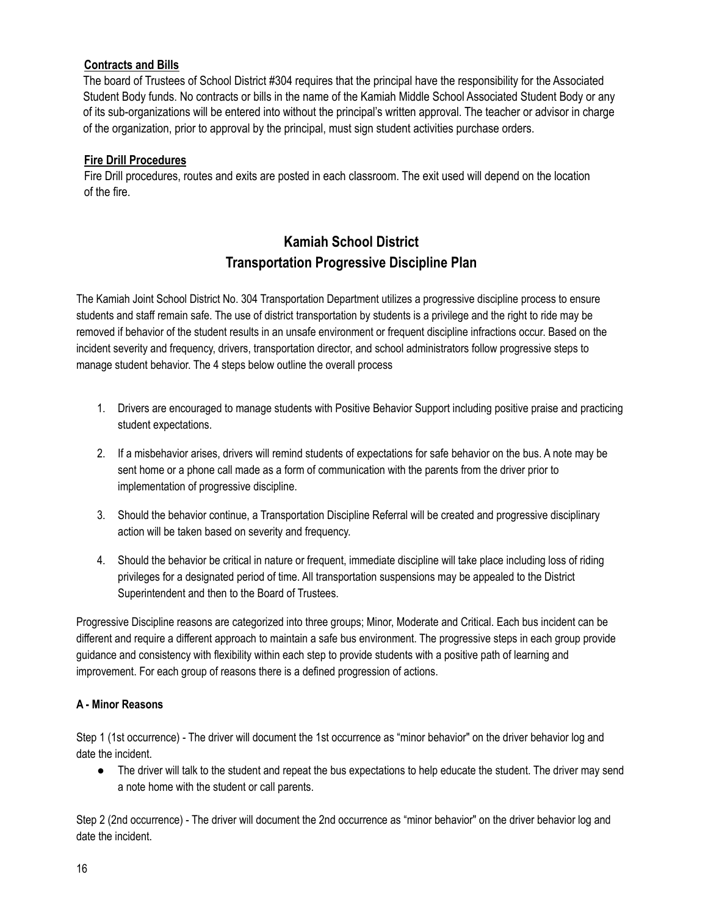**Contracts and Bills**

The board of Trustees of School District #304 requires that the principal have the responsibility for the Associated Student Body funds. No contracts or bills in the name of the Kamiah Middle School Associated Student Body or any of its sub-organizations will be entered into without the principal's written approval. The teacher or advisor in charge of the organization, prior to approval by the principal, must sign student activities purchase orders.

**Fire Drill Procedures**

Fire Drill procedures, routes and exits are posted in each classroom. The exit used will depend on the location of the fire.

## Kamiah School District
## Transportation Progressive Discipline Plan

The Kamiah Joint School District No. 304 Transportation Department utilizes a progressive discipline process to ensure students and staff remain safe. The use of district transportation by students is a privilege and the right to ride may be removed if behavior of the student results in an unsafe environment or frequent discipline infractions occur. Based on the incident severity and frequency, drivers, transportation director, and school administrators follow progressive steps to manage student behavior. The 4 steps below outline the overall process

1. Drivers are encouraged to manage students with Positive Behavior Support including positive praise and practicing student expectations.
2. If a misbehavior arises, drivers will remind students of expectations for safe behavior on the bus. A note may be sent home or a phone call made as a form of communication with the parents from the driver prior to implementation of progressive discipline.
3. Should the behavior continue, a Transportation Discipline Referral will be created and progressive disciplinary action will be taken based on severity and frequency.
4. Should the behavior be critical in nature or frequent, immediate discipline will take place including loss of riding privileges for a designated period of time. All transportation suspensions may be appealed to the District Superintendent and then to the Board of Trustees.

Progressive Discipline reasons are categorized into three groups; Minor, Moderate and Critical. Each bus incident can be different and require a different approach to maintain a safe bus environment. The progressive steps in each group provide guidance and consistency with flexibility within each step to provide students with a positive path of learning and improvement. For each group of reasons there is a defined progression of actions.

**A - Minor Reasons**

Step 1 (1st occurrence) - The driver will document the 1st occurrence as "minor behavior" on the driver behavior log and date the incident.

- The driver will talk to the student and repeat the bus expectations to help educate the student. The driver may send a note home with the student or call parents.

Step 2 (2nd occurrence) - The driver will document the 2nd occurrence as "minor behavior" on the driver behavior log and date the incident.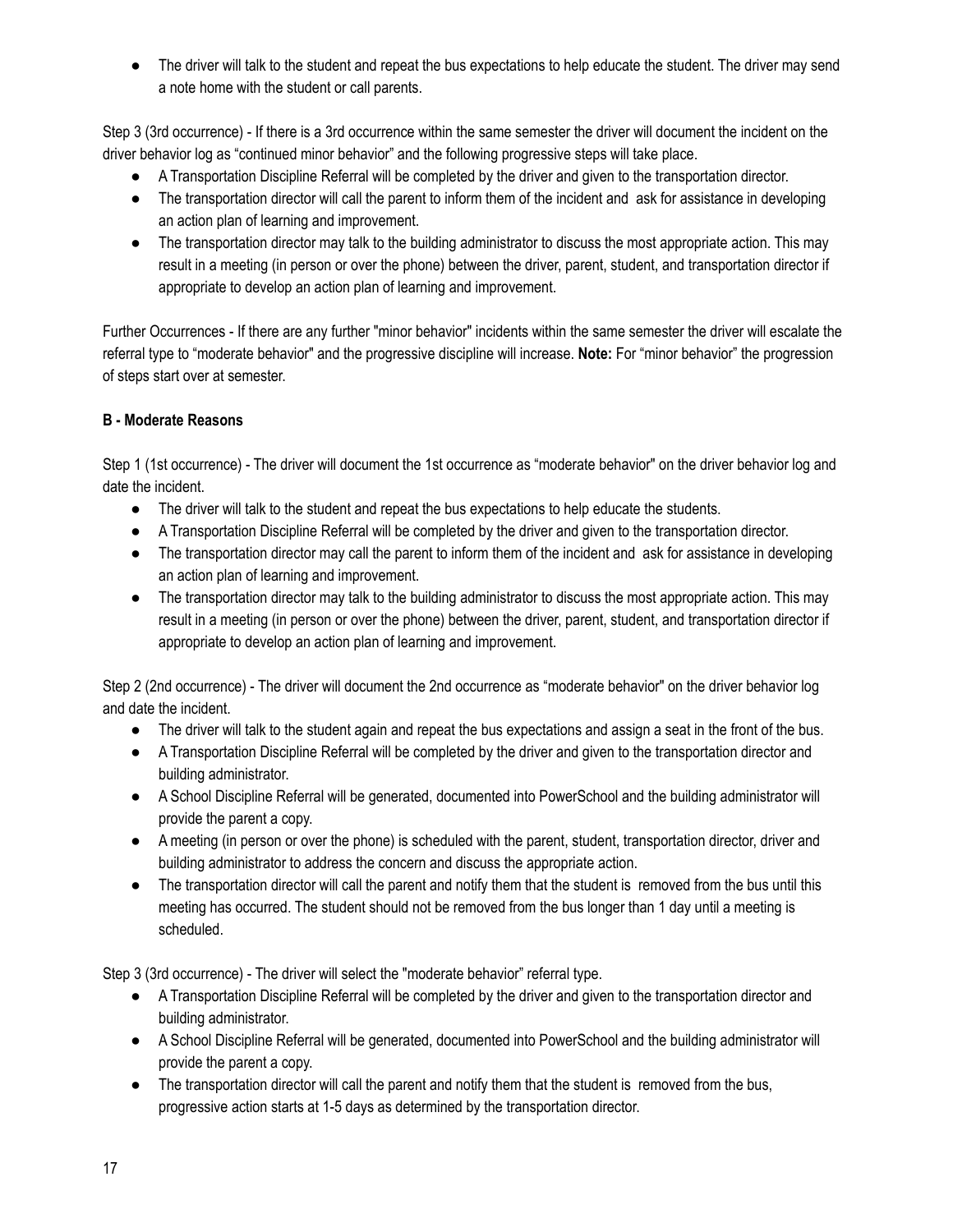- The driver will talk to the student and repeat the bus expectations to help educate the student. The driver may send a note home with the student or call parents.

Step 3 (3rd occurrence) - If there is a 3rd occurrence within the same semester the driver will document the incident on the driver behavior log as "continued minor behavior" and the following progressive steps will take place.

- A Transportation Discipline Referral will be completed by the driver and given to the transportation director.
- The transportation director will call the parent to inform them of the incident and ask for assistance in developing an action plan of learning and improvement.
- The transportation director may talk to the building administrator to discuss the most appropriate action. This may result in a meeting (in person or over the phone) between the driver, parent, student, and transportation director if appropriate to develop an action plan of learning and improvement.

Further Occurrences - If there are any further "minor behavior" incidents within the same semester the driver will escalate the referral type to "moderate behavior" and the progressive discipline will increase. **Note:** For "minor behavior" the progression of steps start over at semester.

**B - Moderate Reasons**

Step 1 (1st occurrence) - The driver will document the 1st occurrence as "moderate behavior" on the driver behavior log and date the incident.

- The driver will talk to the student and repeat the bus expectations to help educate the students.
- A Transportation Discipline Referral will be completed by the driver and given to the transportation director.
- The transportation director may call the parent to inform them of the incident and ask for assistance in developing an action plan of learning and improvement.
- The transportation director may talk to the building administrator to discuss the most appropriate action. This may result in a meeting (in person or over the phone) between the driver, parent, student, and transportation director if appropriate to develop an action plan of learning and improvement.

Step 2 (2nd occurrence) - The driver will document the 2nd occurrence as "moderate behavior" on the driver behavior log and date the incident.

- The driver will talk to the student again and repeat the bus expectations and assign a seat in the front of the bus.
- A Transportation Discipline Referral will be completed by the driver and given to the transportation director and building administrator.
- A School Discipline Referral will be generated, documented into PowerSchool and the building administrator will provide the parent a copy.
- A meeting (in person or over the phone) is scheduled with the parent, student, transportation director, driver and building administrator to address the concern and discuss the appropriate action.
- The transportation director will call the parent and notify them that the student is removed from the bus until this meeting has occurred. The student should not be removed from the bus longer than 1 day until a meeting is scheduled.

Step 3 (3rd occurrence) - The driver will select the "moderate behavior" referral type.

- A Transportation Discipline Referral will be completed by the driver and given to the transportation director and building administrator.
- A School Discipline Referral will be generated, documented into PowerSchool and the building administrator will provide the parent a copy.
- The transportation director will call the parent and notify them that the student is removed from the bus, progressive action starts at 1-5 days as determined by the transportation director.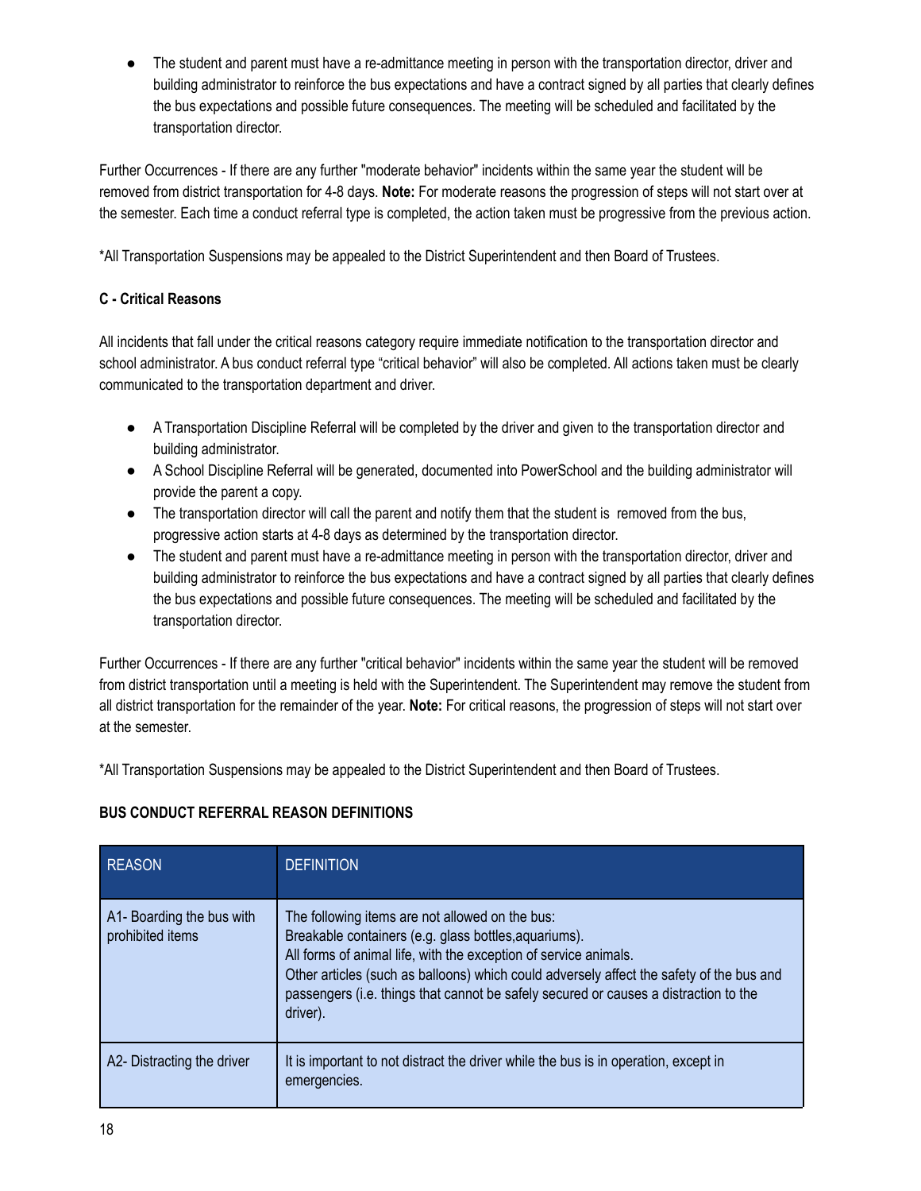- The student and parent must have a re-admittance meeting in person with the transportation director, driver and building administrator to reinforce the bus expectations and have a contract signed by all parties that clearly defines the bus expectations and possible future consequences. The meeting will be scheduled and facilitated by the transportation director.

Further Occurrences - If there are any further "moderate behavior" incidents within the same year the student will be removed from district transportation for 4-8 days. **Note:** For moderate reasons the progression of steps will not start over at the semester. Each time a conduct referral type is completed, the action taken must be progressive from the previous action.

*All Transportation Suspensions may be appealed to the District Superintendent and then Board of Trustees.

**C - Critical Reasons**

All incidents that fall under the critical reasons category require immediate notification to the transportation director and school administrator. A bus conduct referral type "critical behavior" will also be completed. All actions taken must be clearly communicated to the transportation department and driver.

- A Transportation Discipline Referral will be completed by the driver and given to the transportation director and building administrator.
- A School Discipline Referral will be generated, documented into PowerSchool and the building administrator will provide the parent a copy.
- The transportation director will call the parent and notify them that the student is removed from the bus, progressive action starts at 4-8 days as determined by the transportation director.
- The student and parent must have a re-admittance meeting in person with the transportation director, driver and building administrator to reinforce the bus expectations and have a contract signed by all parties that clearly defines the bus expectations and possible future consequences. The meeting will be scheduled and facilitated by the transportation director.

Further Occurrences - If there are any further "critical behavior" incidents within the same year the student will be removed from district transportation until a meeting is held with the Superintendent. The Superintendent may remove the student from all district transportation for the remainder of the year. **Note:** For critical reasons, the progression of steps will not start over at the semester.

*All Transportation Suspensions may be appealed to the District Superintendent and then Board of Trustees.

**BUS CONDUCT REFERRAL REASON DEFINITIONS**

| REASON | DEFINITION |
|---|---|
| A1- Boarding the bus with prohibited items | The following items are not allowed on the bus:<br>Breakable containers (e.g. glass bottles,aquariums).<br>All forms of animal life, with the exception of service animals.<br>Other articles (such as balloons) which could adversely affect the safety of the bus and passengers (i.e. things that cannot be safely secured or causes a distraction to the driver). |
| A2- Distracting the driver | It is important to not distract the driver while the bus is in operation, except in emergencies. |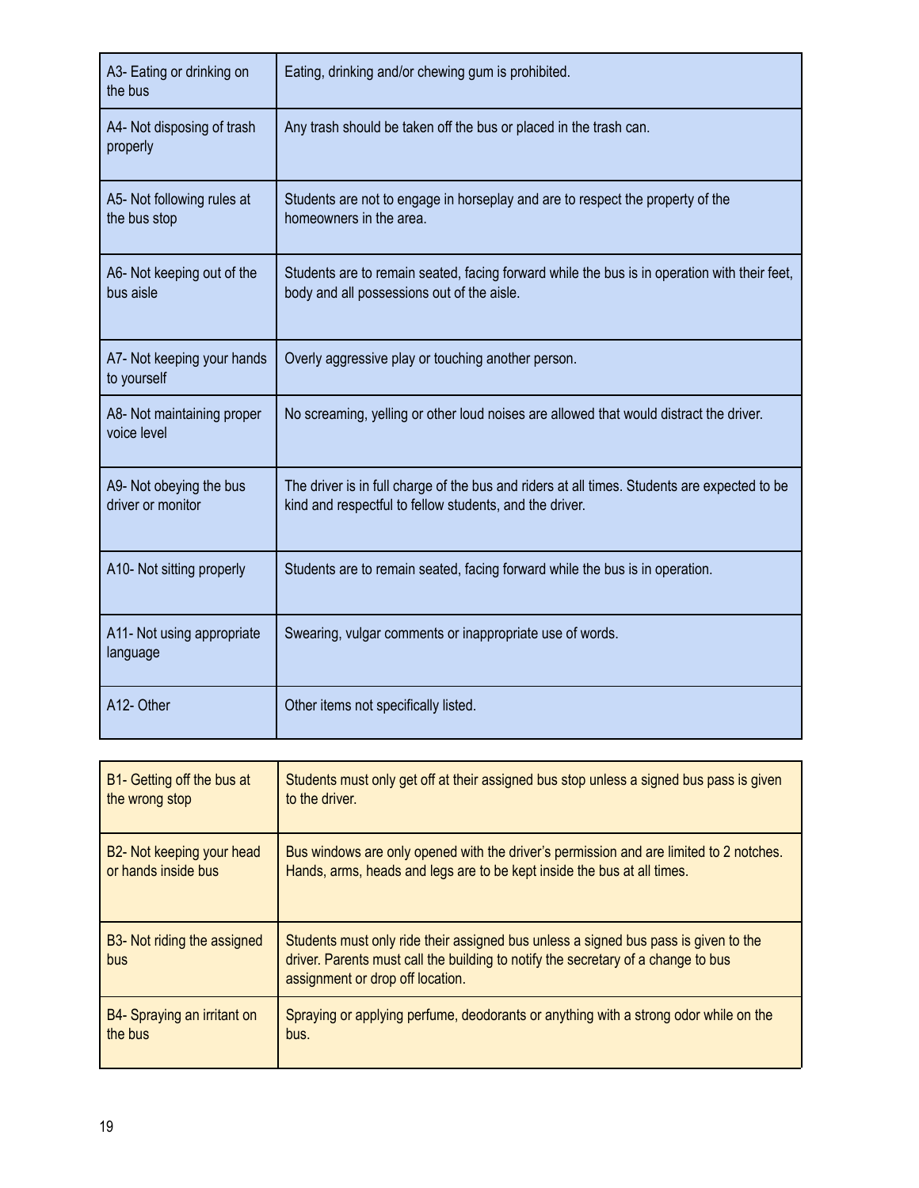| | |
|---|---|
| A3- Eating or drinking on the bus | Eating, drinking and/or chewing gum is prohibited. |
| A4- Not disposing of trash properly | Any trash should be taken off the bus or placed in the trash can. |
| A5- Not following rules at the bus stop | Students are not to engage in horseplay and are to respect the property of the homeowners in the area. |
| A6- Not keeping out of the bus aisle | Students are to remain seated, facing forward while the bus is in operation with their feet, body and all possessions out of the aisle. |
| A7- Not keeping your hands to yourself | Overly aggressive play or touching another person. |
| A8- Not maintaining proper voice level | No screaming, yelling or other loud noises are allowed that would distract the driver. |
| A9- Not obeying the bus driver or monitor | The driver is in full charge of the bus and riders at all times. Students are expected to be kind and respectful to fellow students, and the driver. |
| A10- Not sitting properly | Students are to remain seated, facing forward while the bus is in operation. |
| A11- Not using appropriate language | Swearing, vulgar comments or inappropriate use of words. |
| A12- Other | Other items not specifically listed. |

| | |
|---|---|
| B1- Getting off the bus at the wrong stop | Students must only get off at their assigned bus stop unless a signed bus pass is given to the driver. |
| B2- Not keeping your head or hands inside bus | Bus windows are only opened with the driver's permission and are limited to 2 notches. Hands, arms, heads and legs are to be kept inside the bus at all times. |
| B3- Not riding the assigned bus | Students must only ride their assigned bus unless a signed bus pass is given to the driver. Parents must call the building to notify the secretary of a change to bus assignment or drop off location. |
| B4- Spraying an irritant on the bus | Spraying or applying perfume, deodorants or anything with a strong odor while on the bus. |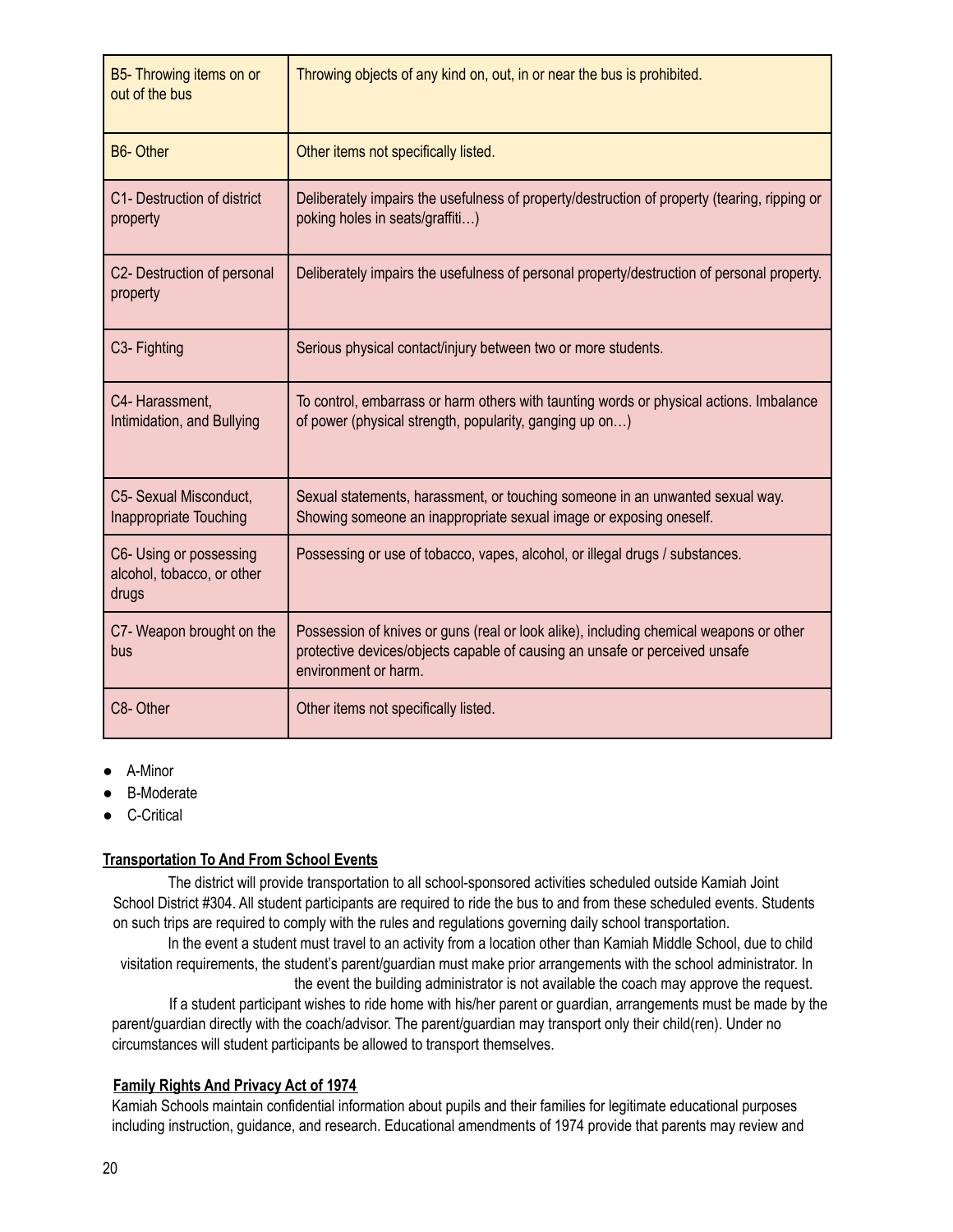| | |
|---|---|
| B5- Throwing items on or out of the bus | Throwing objects of any kind on, out, in or near the bus is prohibited. |
| B6- Other | Other items not specifically listed. |
| C1- Destruction of district property | Deliberately impairs the usefulness of property/destruction of property (tearing, ripping or poking holes in seats/graffiti…) |
| C2- Destruction of personal property | Deliberately impairs the usefulness of personal property/destruction of personal property. |
| C3- Fighting | Serious physical contact/injury between two or more students. |
| C4- Harassment, Intimidation, and Bullying | To control, embarrass or harm others with taunting words or physical actions. Imbalance of power (physical strength, popularity, ganging up on…) |
| C5- Sexual Misconduct, Inappropriate Touching | Sexual statements, harassment, or touching someone in an unwanted sexual way. Showing someone an inappropriate sexual image or exposing oneself. |
| C6- Using or possessing alcohol, tobacco, or other drugs | Possessing or use of tobacco, vapes, alcohol, or illegal drugs / substances. |
| C7- Weapon brought on the bus | Possession of knives or guns (real or look alike), including chemical weapons or other protective devices/objects capable of causing an unsafe or perceived unsafe environment or harm. |
| C8- Other | Other items not specifically listed. |

- A-Minor
- B-Moderate
- C-Critical

**Transportation To And From School Events**

The district will provide transportation to all school-sponsored activities scheduled outside Kamiah Joint School District #304. All student participants are required to ride the bus to and from these scheduled events. Students on such trips are required to comply with the rules and regulations governing daily school transportation.

In the event a student must travel to an activity from a location other than Kamiah Middle School, due to child visitation requirements, the student's parent/guardian must make prior arrangements with the school administrator. In the event the building administrator is not available the coach may approve the request.

If a student participant wishes to ride home with his/her parent or guardian, arrangements must be made by the parent/guardian directly with the coach/advisor. The parent/guardian may transport only their child(ren). Under no circumstances will student participants be allowed to transport themselves.

**Family Rights And Privacy Act of 1974**

Kamiah Schools maintain confidential information about pupils and their families for legitimate educational purposes including instruction, guidance, and research. Educational amendments of 1974 provide that parents may review and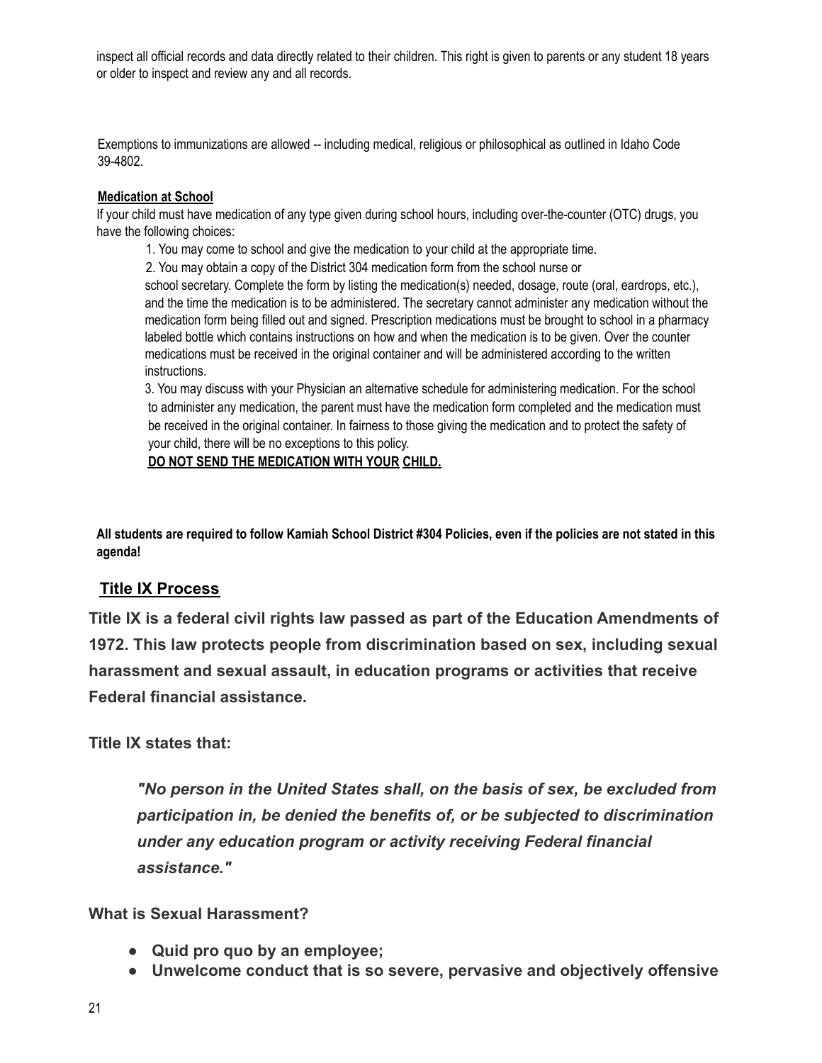inspect all official records and data directly related to their children. This right is given to parents or any student 18 years or older to inspect and review any and all records.

Exemptions to immunizations are allowed -- including medical, religious or philosophical as outlined in Idaho Code 39-4802.

**Medication at School**

If your child must have medication of any type given during school hours, including over-the-counter (OTC) drugs, you have the following choices:

1. You may come to school and give the medication to your child at the appropriate time.
2. You may obtain a copy of the District 304 medication form from the school nurse or school secretary. Complete the form by listing the medication(s) needed, dosage, route (oral, eardrops, etc.), and the time the medication is to be administered. The secretary cannot administer any medication without the medication form being filled out and signed. Prescription medications must be brought to school in a pharmacy labeled bottle which contains instructions on how and when the medication is to be given. Over the counter medications must be received in the original container and will be administered according to the written instructions.
3. You may discuss with your Physician an alternative schedule for administering medication. For the school to administer any medication, the parent must have the medication form completed and the medication must be received in the original container. In fairness to those giving the medication and to protect the safety of your child, there will be no exceptions to this policy.

**DO NOT SEND THE MEDICATION WITH YOUR CHILD.**

**All students are required to follow Kamiah School District #304 Policies, even if the policies are not stated in this agenda!**

## Title IX Process

**Title IX is a federal civil rights law passed as part of the Education Amendments of 1972. This law protects people from discrimination based on sex, including sexual harassment and sexual assault, in education programs or activities that receive Federal financial assistance.**

**Title IX states that:**

> ***"No person in the United States shall, on the basis of sex, be excluded from participation in, be denied the benefits of, or be subjected to discrimination under any education program or activity receiving Federal financial assistance."***

**What is Sexual Harassment?**

- **Quid pro quo by an employee;**
- **Unwelcome conduct that is so severe, pervasive and objectively offensive**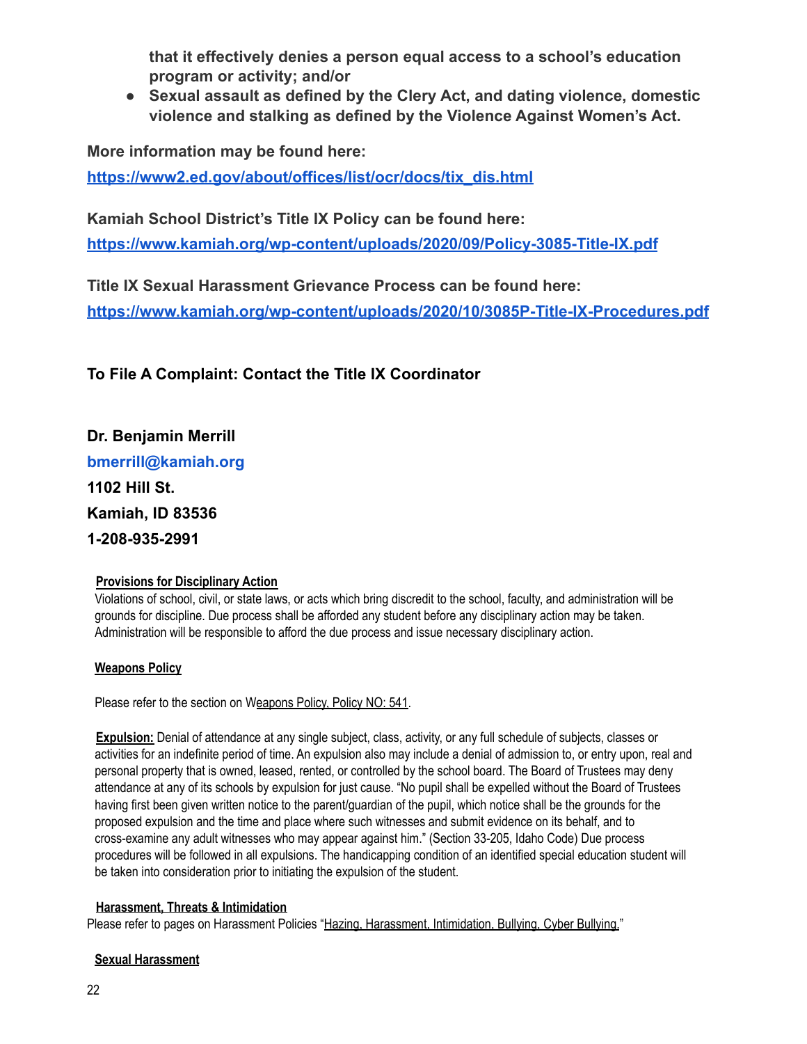**that it effectively denies a person equal access to a school's education program or activity; and/or**

- **Sexual assault as defined by the Clery Act, and dating violence, domestic violence and stalking as defined by the Violence Against Women's Act.**

**More information may be found here:**

**https://www2.ed.gov/about/offices/list/ocr/docs/tix_dis.html**

**Kamiah School District's Title IX Policy can be found here:**

**https://www.kamiah.org/wp-content/uploads/2020/09/Policy-3085-Title-IX.pdf**

**Title IX Sexual Harassment Grievance Process can be found here:**

**https://www.kamiah.org/wp-content/uploads/2020/10/3085P-Title-IX-Procedures.pdf**

**To File A Complaint: Contact the Title IX Coordinator**

**Dr. Benjamin Merrill**
**bmerrill@kamiah.org**
**1102 Hill St.**
**Kamiah, ID 83536**
**1-208-935-2991**

**Provisions for Disciplinary Action**

Violations of school, civil, or state laws, or acts which bring discredit to the school, faculty, and administration will be grounds for discipline. Due process shall be afforded any student before any disciplinary action may be taken. Administration will be responsible to afford the due process and issue necessary disciplinary action.

**Weapons Policy**

Please refer to the section on Weapons Policy, Policy NO: 541.

**Expulsion:** Denial of attendance at any single subject, class, activity, or any full schedule of subjects, classes or activities for an indefinite period of time. An expulsion also may include a denial of admission to, or entry upon, real and personal property that is owned, leased, rented, or controlled by the school board. The Board of Trustees may deny attendance at any of its schools by expulsion for just cause. "No pupil shall be expelled without the Board of Trustees having first been given written notice to the parent/guardian of the pupil, which notice shall be the grounds for the proposed expulsion and the time and place where such witnesses and submit evidence on its behalf, and to cross-examine any adult witnesses who may appear against him." (Section 33-205, Idaho Code) Due process procedures will be followed in all expulsions. The handicapping condition of an identified special education student will be taken into consideration prior to initiating the expulsion of the student.

**Harassment, Threats & Intimidation**

Please refer to pages on Harassment Policies "Hazing, Harassment, Intimidation, Bullying, Cyber Bullying."

**Sexual Harassment**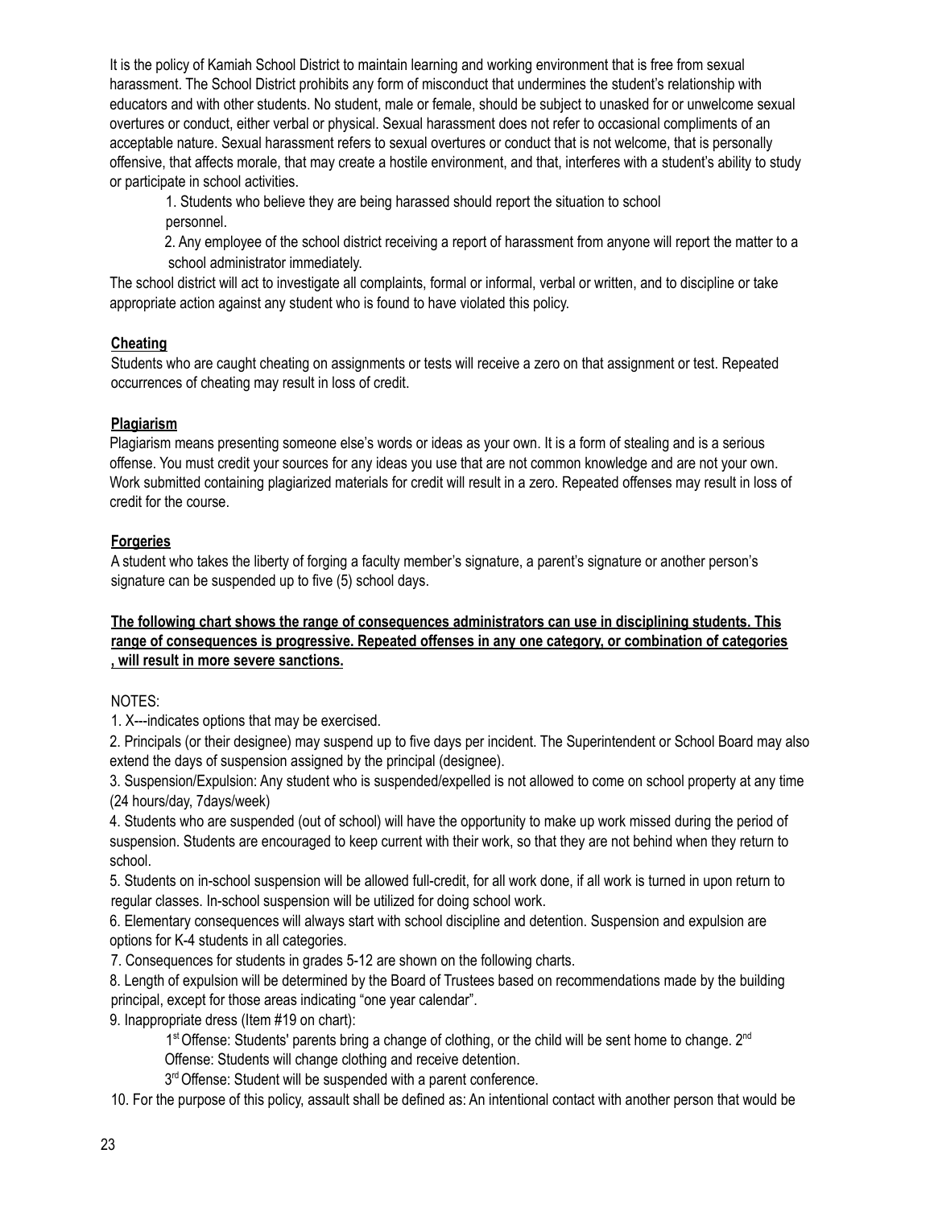It is the policy of Kamiah School District to maintain learning and working environment that is free from sexual harassment. The School District prohibits any form of misconduct that undermines the student's relationship with educators and with other students. No student, male or female, should be subject to unasked for or unwelcome sexual overtures or conduct, either verbal or physical. Sexual harassment does not refer to occasional compliments of an acceptable nature. Sexual harassment refers to sexual overtures or conduct that is not welcome, that is personally offensive, that affects morale, that may create a hostile environment, and that, interferes with a student's ability to study or participate in school activities.

1. Students who believe they are being harassed should report the situation to school personnel.
2. Any employee of the school district receiving a report of harassment from anyone will report the matter to a school administrator immediately.

The school district will act to investigate all complaints, formal or informal, verbal or written, and to discipline or take appropriate action against any student who is found to have violated this policy.

**Cheating**

Students who are caught cheating on assignments or tests will receive a zero on that assignment or test. Repeated occurrences of cheating may result in loss of credit.

**Plagiarism**

Plagiarism means presenting someone else's words or ideas as your own. It is a form of stealing and is a serious offense. You must credit your sources for any ideas you use that are not common knowledge and are not your own. Work submitted containing plagiarized materials for credit will result in a zero. Repeated offenses may result in loss of credit for the course.

**Forgeries**

A student who takes the liberty of forging a faculty member's signature, a parent's signature or another person's signature can be suspended up to five (5) school days.

**The following chart shows the range of consequences administrators can use in disciplining students. This range of consequences is progressive. Repeated offenses in any one category, or combination of categories , will result in more severe sanctions.**

NOTES:

1. X---indicates options that may be exercised.
2. Principals (or their designee) may suspend up to five days per incident. The Superintendent or School Board may also extend the days of suspension assigned by the principal (designee).
3. Suspension/Expulsion: Any student who is suspended/expelled is not allowed to come on school property at any time (24 hours/day, 7days/week)
4. Students who are suspended (out of school) will have the opportunity to make up work missed during the period of suspension. Students are encouraged to keep current with their work, so that they are not behind when they return to school.
5. Students on in-school suspension will be allowed full-credit, for all work done, if all work is turned in upon return to regular classes. In-school suspension will be utilized for doing school work.
6. Elementary consequences will always start with school discipline and detention. Suspension and expulsion are options for K-4 students in all categories.
7. Consequences for students in grades 5-12 are shown on the following charts.
8. Length of expulsion will be determined by the Board of Trustees based on recommendations made by the building principal, except for those areas indicating "one year calendar".
9. Inappropriate dress (Item #19 on chart):

   1st Offense: Students' parents bring a change of clothing, or the child will be sent home to change. 2nd Offense: Students will change clothing and receive detention.

   3rd Offense: Student will be suspended with a parent conference.
10. For the purpose of this policy, assault shall be defined as: An intentional contact with another person that would be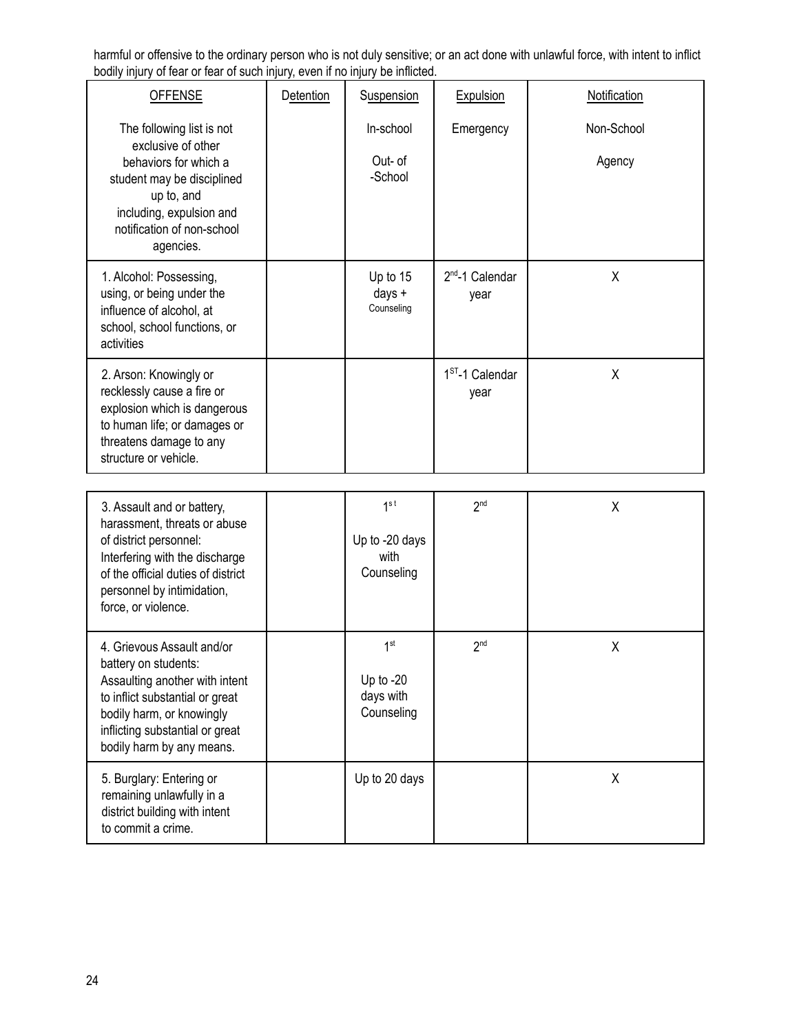harmful or offensive to the ordinary person who is not duly sensitive; or an act done with unlawful force, with intent to inflict bodily injury of fear or fear of such injury, even if no injury be inflicted.

| OFFENSE | Detention | Suspension | Expulsion | Notification |
|---|---|---|---|---|
| The following list is not exclusive of other behaviors for which a student may be disciplined up to, and including, expulsion and notification of non-school agencies. | | In-school<br>Out- of -School | Emergency | Non-School<br>Agency |
| 1. Alcohol: Possessing, using, or being under the influence of alcohol, at school, school functions, or activities | | Up to 15 days + Counseling | 2nd-1 Calendar year | X |
| 2. Arson: Knowingly or recklessly cause a fire or explosion which is dangerous to human life; or damages or threatens damage to any structure or vehicle. | | | 1ST-1 Calendar year | X |
| 3. Assault and or battery, harassment, threats or abuse of district personnel: Interfering with the discharge of the official duties of district personnel by intimidation, force, or violence. | | 1st<br>Up to -20 days with Counseling | 2nd | X |
| 4. Grievous Assault and/or battery on students: Assaulting another with intent to inflict substantial or great bodily harm, or knowingly inflicting substantial or great bodily harm by any means. | | 1st<br>Up to -20 days with Counseling | 2nd | X |
| 5. Burglary: Entering or remaining unlawfully in a district building with intent to commit a crime. | | Up to 20 days | | X |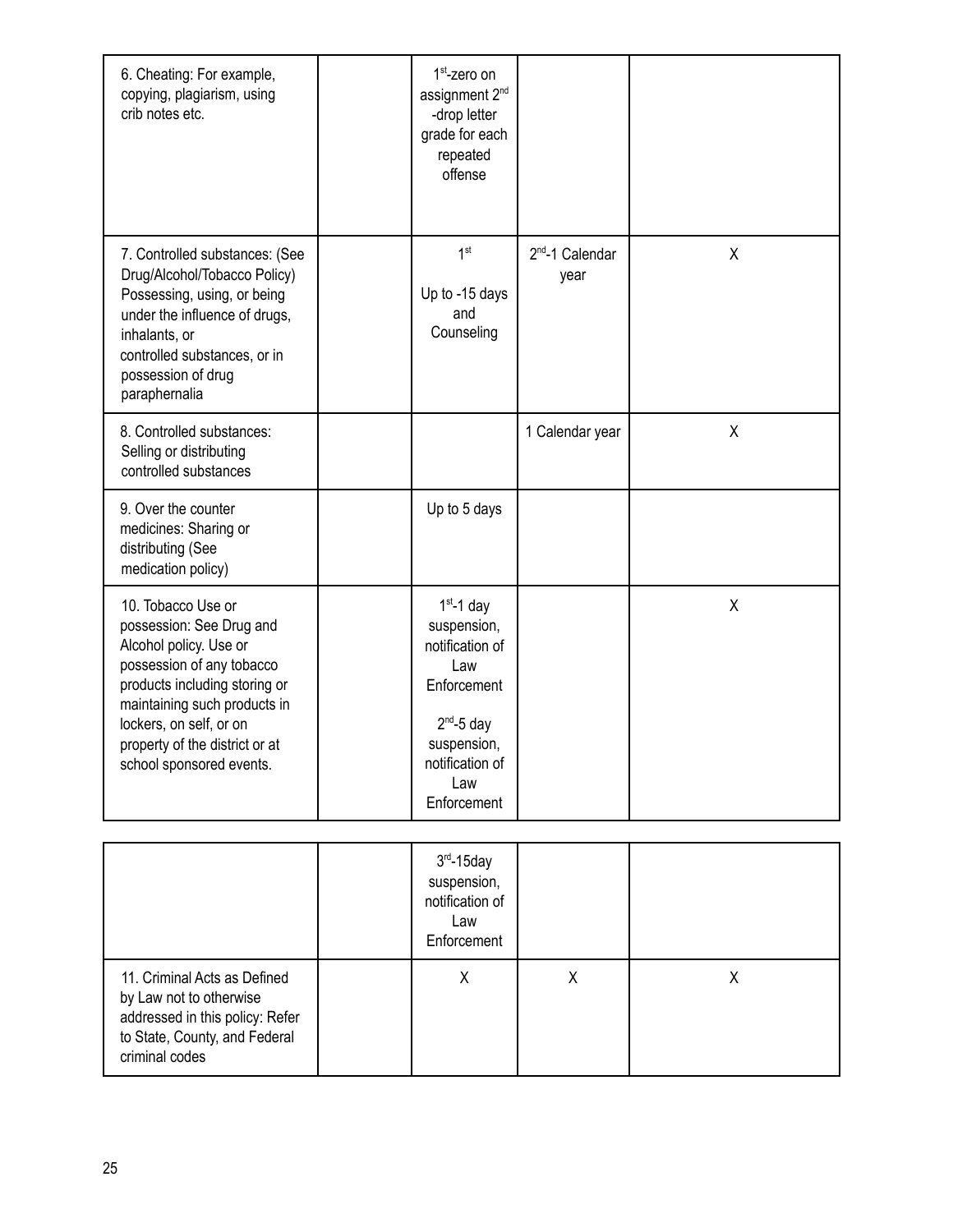| | | | | |
|---|---|---|---|---|
| 6. Cheating: For example, copying, plagiarism, using crib notes etc. | | 1st-zero on assignment 2nd -drop letter grade for each repeated offense | | |
| 7. Controlled substances: (See Drug/Alcohol/Tobacco Policy) Possessing, using, or being under the influence of drugs, inhalants, or controlled substances, or in possession of drug paraphernalia | | 1st Up to -15 days and Counseling | 2nd-1 Calendar year | X |
| 8. Controlled substances: Selling or distributing controlled substances | | | 1 Calendar year | X |
| 9. Over the counter medicines: Sharing or distributing (See medication policy) | | Up to 5 days | | |
| 10. Tobacco Use or possession: See Drug and Alcohol policy. Use or possession of any tobacco products including storing or maintaining such products in lockers, on self, or on property of the district or at school sponsored events. | | 1st-1 day suspension, notification of Law Enforcement 2nd-5 day suspension, notification of Law Enforcement 3rd-15day suspension, notification of Law Enforcement | | X |
| 11. Criminal Acts as Defined by Law not to otherwise addressed in this policy: Refer to State, County, and Federal criminal codes | | X | X | X |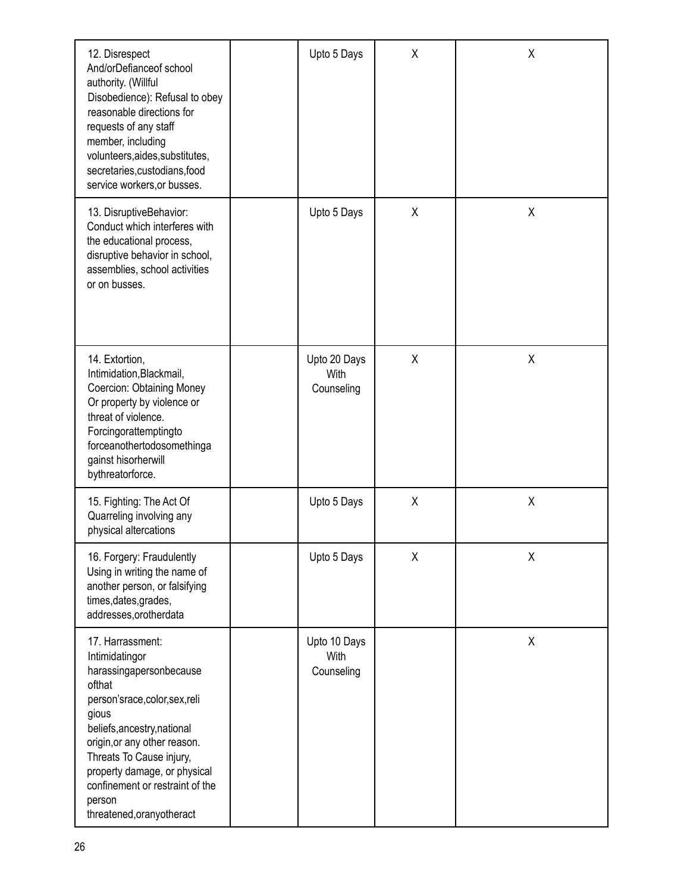| | | | | |
|---|---|---|---|---|
| 12. Disrespect And/orDefianceof school authority. (Willful Disobedience): Refusal to obey reasonable directions for requests of any staff member, including volunteers,aides,substitutes, secretaries,custodians,food service workers,or busses. | | Upto 5 Days | X | X |
| 13. DisruptiveBehavior: Conduct which interferes with the educational process, disruptive behavior in school, assemblies, school activities or on busses. | | Upto 5 Days | X | X |
| 14. Extortion, Intimidation,Blackmail, Coercion: Obtaining Money Or property by violence or threat of violence. Forcingorattemptingto forceanothertodosomethinga gainst hisorherwill bythreatorforce. | | Upto 20 Days With Counseling | X | X |
| 15. Fighting: The Act Of Quarreling involving any physical altercations | | Upto 5 Days | X | X |
| 16. Forgery: Fraudulently Using in writing the name of another person, or falsifying times,dates,grades, addresses,orotherdata | | Upto 5 Days | X | X |
| 17. Harrassment: Intimidatingor harassingapersonbecause ofthat person'srace,color,sex,reli gious beliefs,ancestry,national origin,or any other reason. Threats To Cause injury, property damage, or physical confinement or restraint of the person threatened,oranyotheract | | Upto 10 Days With Counseling | | X |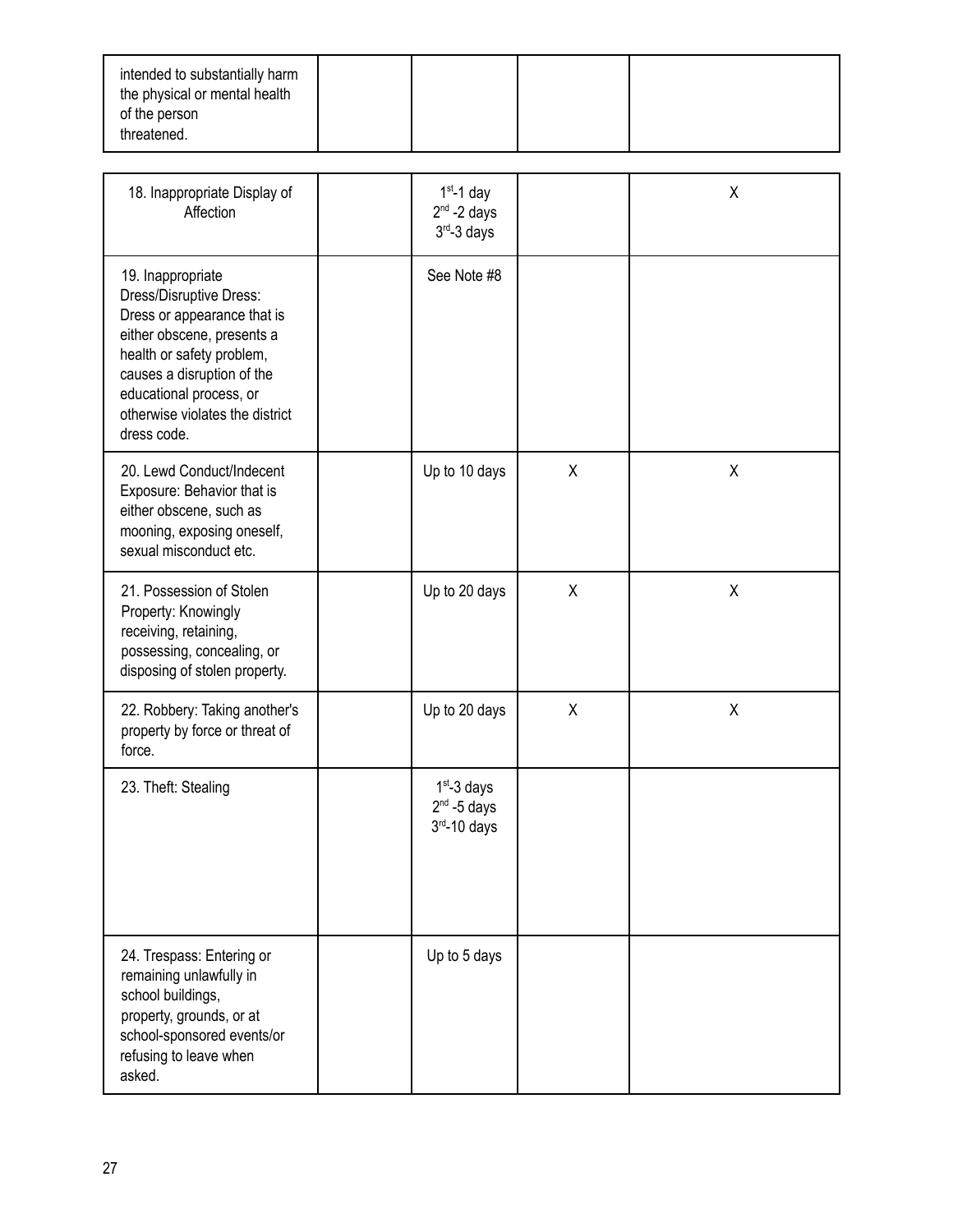| | | | | |
|---|---|---|---|---|
| intended to substantially harm the physical or mental health of the person threatened. | | | | |
| 18. Inappropriate Display of Affection | | 1st-1 day<br>2nd -2 days<br>3rd-3 days | | X |
| 19. Inappropriate Dress/Disruptive Dress: Dress or appearance that is either obscene, presents a health or safety problem, causes a disruption of the educational process, or otherwise violates the district dress code. | | See Note #8 | | |
| 20. Lewd Conduct/Indecent Exposure: Behavior that is either obscene, such as mooning, exposing oneself, sexual misconduct etc. | | Up to 10 days | X | X |
| 21. Possession of Stolen Property: Knowingly receiving, retaining, possessing, concealing, or disposing of stolen property. | | Up to 20 days | X | X |
| 22. Robbery: Taking another's property by force or threat of force. | | Up to 20 days | X | X |
| 23. Theft: Stealing | | 1st-3 days<br>2nd -5 days<br>3rd-10 days | | |
| 24. Trespass: Entering or remaining unlawfully in school buildings, property, grounds, or at school-sponsored events/or refusing to leave when asked. | | Up to 5 days | | |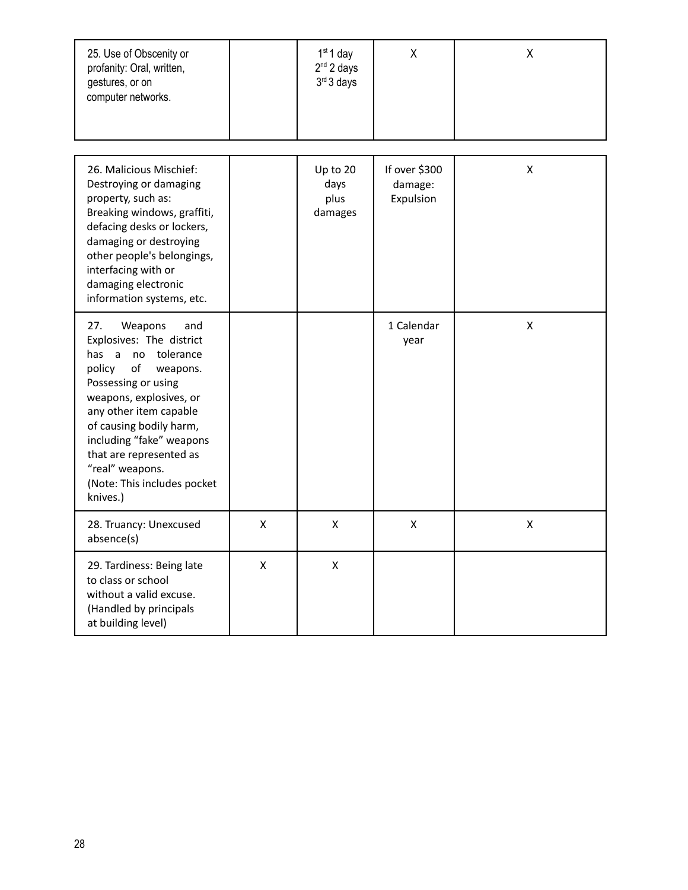| | | | | |
|---|---|---|---|---|
| 25. Use of Obscenity or profanity: Oral, written, gestures, or on computer networks. | | 1st 1 day<br>2nd 2 days<br>3rd 3 days | X | X |
| 26. Malicious Mischief: Destroying or damaging property, such as: Breaking windows, graffiti, defacing desks or lockers, damaging or destroying other people's belongings, interfacing with or damaging electronic information systems, etc. | | Up to 20 days plus damages | If over $300 damage: Expulsion | X |
| 27. Weapons and Explosives: The district has a no tolerance policy of weapons. Possessing or using weapons, explosives, or any other item capable of causing bodily harm, including “fake” weapons that are represented as “real” weapons. (Note: This includes pocket knives.) | | | 1 Calendar year | X |
| 28. Truancy: Unexcused absence(s) | X | X | X | X |
| 29. Tardiness: Being late to class or school without a valid excuse. (Handled by principals at building level) | X | X | | |